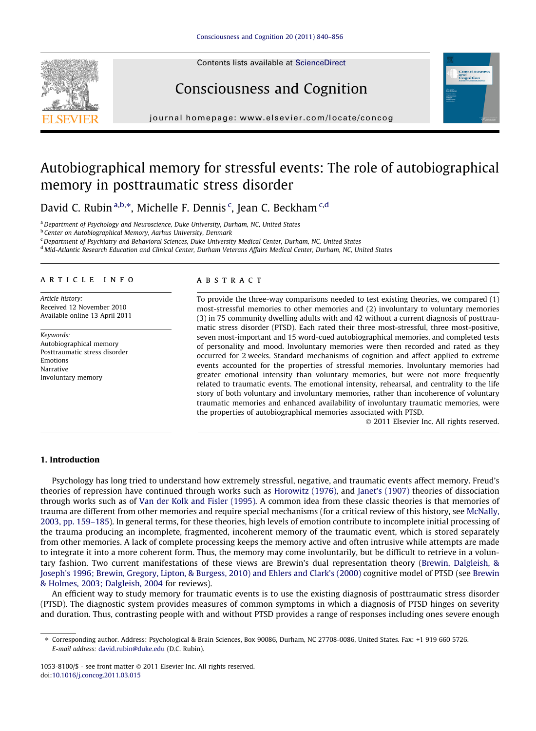# Autobiographical memory for stressful events: The role of autobiographical memory in posttraumatic stress disorder

David C. Rubin [a,b,*], Michelle F. Dennis [c], Jean C. Beckham [c,d]

[a] Department of Psychology and Neuroscience, Duke University, Durham, NC, United States
[b] Center on Autobiographical Memory, Aarhus University, Denmark
[c] Department of Psychiatry and Behavioral Sciences, Duke University Medical Center, Durham, NC, United States
[d] Mid-Atlantic Research Education and Clinical Center, Durham Veterans Affairs Medical Center, Durham, NC, United States

## ARTICLE INFO

*Article history:*
Received 12 November 2010
Available online 13 April 2011

*Keywords:*
Autobiographical memory
Posttraumatic stress disorder
Emotions
Narrative
Involuntary memory

## ABSTRACT

To provide the three-way comparisons needed to test existing theories, we compared (1) most-stressful memories to other memories and (2) involuntary to voluntary memories (3) in 75 community dwelling adults with and 42 without a current diagnosis of posttraumatic stress disorder (PTSD). Each rated their three most-stressful, three most-positive, seven most-important and 15 word-cued autobiographical memories, and completed tests of personality and mood. Involuntary memories were then recorded and rated as they occurred for 2 weeks. Standard mechanisms of cognition and affect applied to extreme events accounted for the properties of stressful memories. Involuntary memories had greater emotional intensity than voluntary memories, but were not more frequently related to traumatic events. The emotional intensity, rehearsal, and centrality to the life story of both voluntary and involuntary memories, rather than incoherence of voluntary traumatic memories and enhanced availability of involuntary traumatic memories, were the properties of autobiographical memories associated with PTSD.

© 2011 Elsevier Inc. All rights reserved.

## 1. Introduction

Psychology has long tried to understand how extremely stressful, negative, and traumatic events affect memory. Freud's theories of repression have continued through works such as Horowitz (1976), and Janet's (1907) theories of dissociation through works such as of Van der Kolk and Fisler (1995). A common idea from these classic theories is that memories of trauma are different from other memories and require special mechanisms (for a critical review of this history, see McNally, 2003, pp. 159–185). In general terms, for these theories, high levels of emotion contribute to incomplete initial processing of the trauma producing an incomplete, fragmented, incoherent memory of the traumatic event, which is stored separately from other memories. A lack of complete processing keeps the memory active and often intrusive while attempts are made to integrate it into a more coherent form. Thus, the memory may come involuntarily, but be difficult to retrieve in a voluntary fashion. Two current manifestations of these views are Brewin's dual representation theory (Brewin, Dalgleish, & Joseph's 1996; Brewin, Gregory, Lipton, & Burgess, 2010) and Ehlers and Clark's (2000) cognitive model of PTSD (see Brewin & Holmes, 2003; Dalgleish, 2004 for reviews).

An efficient way to study memory for traumatic events is to use the existing diagnosis of posttraumatic stress disorder (PTSD). The diagnostic system provides measures of common symptoms in which a diagnosis of PTSD hinges on severity and duration. Thus, contrasting people with and without PTSD provides a range of responses including ones severe enough

---

* Corresponding author. Address: Psychological & Brain Sciences, Box 90086, Durham, NC 27708-0086, United States. Fax: +1 919 660 5726.
*E-mail address:* david.rubin@duke.edu (D.C. Rubin).

1053-8100/$ - see front matter © 2011 Elsevier Inc. All rights reserved.
doi:10.1016/j.concog.2011.03.015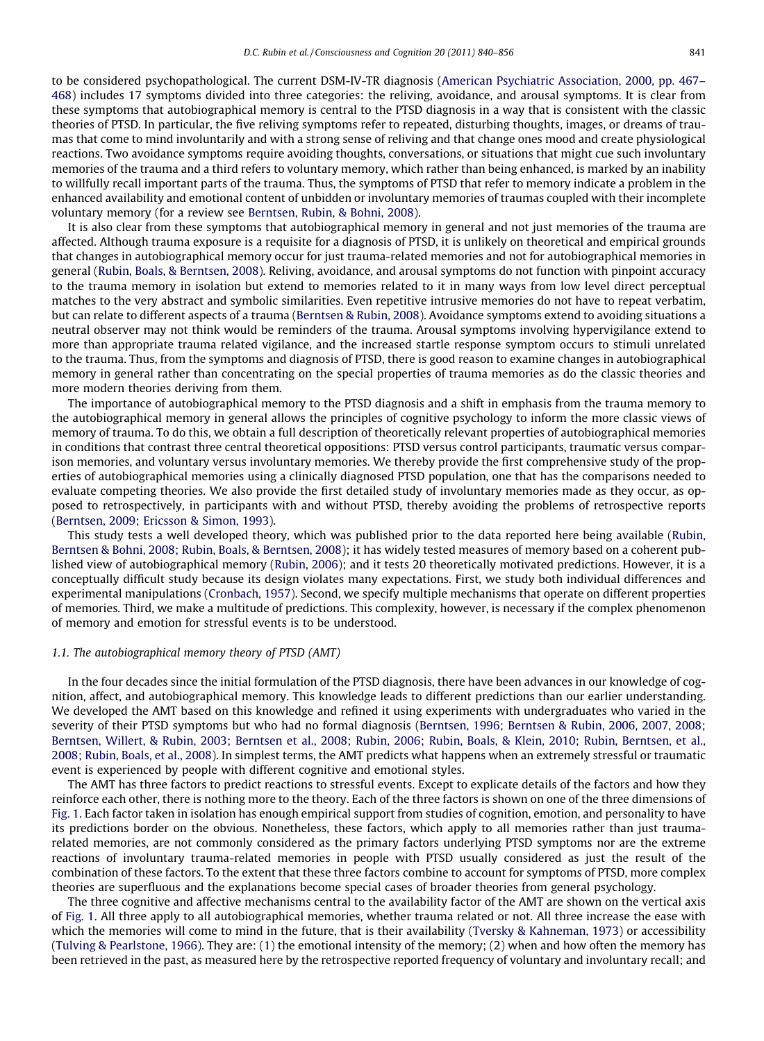to be considered psychopathological. The current DSM-IV-TR diagnosis (American Psychiatric Association, 2000, pp. 467–468) includes 17 symptoms divided into three categories: the reliving, avoidance, and arousal symptoms. It is clear from these symptoms that autobiographical memory is central to the PTSD diagnosis in a way that is consistent with the classic theories of PTSD. In particular, the five reliving symptoms refer to repeated, disturbing thoughts, images, or dreams of traumas that come to mind involuntarily and with a strong sense of reliving and that change ones mood and create physiological reactions. Two avoidance symptoms require avoiding thoughts, conversations, or situations that might cue such involuntary memories of the trauma and a third refers to voluntary memory, which rather than being enhanced, is marked by an inability to willfully recall important parts of the trauma. Thus, the symptoms of PTSD that refer to memory indicate a problem in the enhanced availability and emotional content of unbidden or involuntary memories of traumas coupled with their incomplete voluntary memory (for a review see Berntsen, Rubin, & Bohni, 2008).

It is also clear from these symptoms that autobiographical memory in general and not just memories of the trauma are affected. Although trauma exposure is a requisite for a diagnosis of PTSD, it is unlikely on theoretical and empirical grounds that changes in autobiographical memory occur for just trauma-related memories and not for autobiographical memories in general (Rubin, Boals, & Berntsen, 2008). Reliving, avoidance, and arousal symptoms do not function with pinpoint accuracy to the trauma memory in isolation but extend to memories related to it in many ways from low level direct perceptual matches to the very abstract and symbolic similarities. Even repetitive intrusive memories do not have to repeat verbatim, but can relate to different aspects of a trauma (Berntsen & Rubin, 2008). Avoidance symptoms extend to avoiding situations a neutral observer may not think would be reminders of the trauma. Arousal symptoms involving hypervigilance extend to more than appropriate trauma related vigilance, and the increased startle response symptom occurs to stimuli unrelated to the trauma. Thus, from the symptoms and diagnosis of PTSD, there is good reason to examine changes in autobiographical memory in general rather than concentrating on the special properties of trauma memories as do the classic theories and more modern theories deriving from them.

The importance of autobiographical memory to the PTSD diagnosis and a shift in emphasis from the trauma memory to the autobiographical memory in general allows the principles of cognitive psychology to inform the more classic views of memory of trauma. To do this, we obtain a full description of theoretically relevant properties of autobiographical memories in conditions that contrast three central theoretical oppositions: PTSD versus control participants, traumatic versus comparison memories, and voluntary versus involuntary memories. We thereby provide the first comprehensive study of the properties of autobiographical memories using a clinically diagnosed PTSD population, one that has the comparisons needed to evaluate competing theories. We also provide the first detailed study of involuntary memories made as they occur, as opposed to retrospectively, in participants with and without PTSD, thereby avoiding the problems of retrospective reports (Berntsen, 2009; Ericsson & Simon, 1993).

This study tests a well developed theory, which was published prior to the data reported here being available (Rubin, Berntsen & Bohni, 2008; Rubin, Boals, & Berntsen, 2008); it has widely tested measures of memory based on a coherent published view of autobiographical memory (Rubin, 2006); and it tests 20 theoretically motivated predictions. However, it is a conceptually difficult study because its design violates many expectations. First, we study both individual differences and experimental manipulations (Cronbach, 1957). Second, we specify multiple mechanisms that operate on different properties of memories. Third, we make a multitude of predictions. This complexity, however, is necessary if the complex phenomenon of memory and emotion for stressful events is to be understood.

### *1.1. The autobiographical memory theory of PTSD (AMT)*

In the four decades since the initial formulation of the PTSD diagnosis, there have been advances in our knowledge of cognition, affect, and autobiographical memory. This knowledge leads to different predictions than our earlier understanding. We developed the AMT based on this knowledge and refined it using experiments with undergraduates who varied in the severity of their PTSD symptoms but who had no formal diagnosis (Berntsen, 1996; Berntsen & Rubin, 2006, 2007, 2008; Berntsen, Willert, & Rubin, 2003; Berntsen et al., 2008; Rubin, 2006; Rubin, Boals, & Klein, 2010; Rubin, Berntsen, et al., 2008; Rubin, Boals, et al., 2008). In simplest terms, the AMT predicts what happens when an extremely stressful or traumatic event is experienced by people with different cognitive and emotional styles.

The AMT has three factors to predict reactions to stressful events. Except to explicate details of the factors and how they reinforce each other, there is nothing more to the theory. Each of the three factors is shown on one of the three dimensions of Fig. 1. Each factor taken in isolation has enough empirical support from studies of cognition, emotion, and personality to have its predictions border on the obvious. Nonetheless, these factors, which apply to all memories rather than just trauma-related memories, are not commonly considered as the primary factors underlying PTSD symptoms nor are the extreme reactions of involuntary trauma-related memories in people with PTSD usually considered as just the result of the combination of these factors. To the extent that these three factors combine to account for symptoms of PTSD, more complex theories are superfluous and the explanations become special cases of broader theories from general psychology.

The three cognitive and affective mechanisms central to the availability factor of the AMT are shown on the vertical axis of Fig. 1. All three apply to all autobiographical memories, whether trauma related or not. All three increase the ease with which the memories will come to mind in the future, that is their availability (Tversky & Kahneman, 1973) or accessibility (Tulving & Pearlstone, 1966). They are: (1) the emotional intensity of the memory; (2) when and how often the memory has been retrieved in the past, as measured here by the retrospective reported frequency of voluntary and involuntary recall; and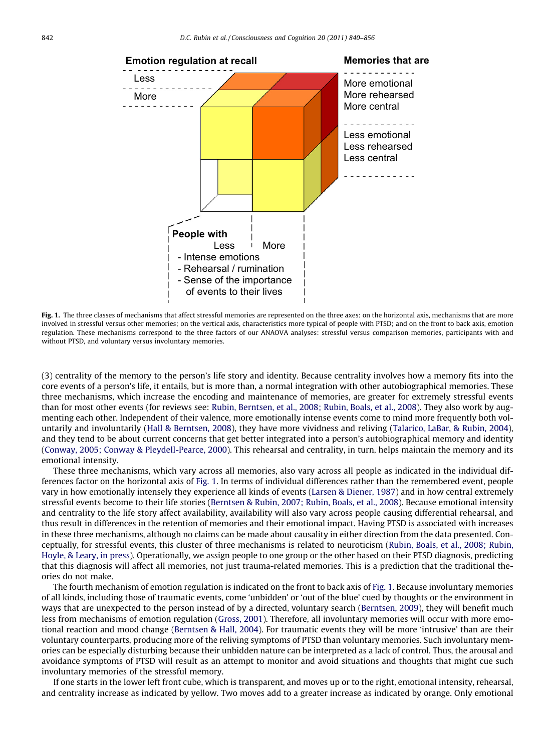**Fig. 1.** The three classes of mechanisms that affect stressful memories are represented on the three axes: on the horizontal axis, mechanisms that are more involved in stressful versus other memories; on the vertical axis, characteristics more typical of people with PTSD; and on the front to back axis, emotion regulation. These mechanisms correspond to the three factors of our ANAOVA analyses: stressful versus comparison memories, participants with and without PTSD, and voluntary versus involuntary memories.

(3) centrality of the memory to the person's life story and identity. Because centrality involves how a memory fits into the core events of a person's life, it entails, but is more than, a normal integration with other autobiographical memories. These three mechanisms, which increase the encoding and maintenance of memories, are greater for extremely stressful events than for most other events (for reviews see: Rubin, Berntsen, et al., 2008; Rubin, Boals, et al., 2008). They also work by augmenting each other. Independent of their valence, more emotionally intense events come to mind more frequently both voluntarily and involuntarily (Hall & Berntsen, 2008), they have more vividness and reliving (Talarico, LaBar, & Rubin, 2004), and they tend to be about current concerns that get better integrated into a person's autobiographical memory and identity (Conway, 2005; Conway & Pleydell-Pearce, 2000). This rehearsal and centrality, in turn, helps maintain the memory and its emotional intensity.

These three mechanisms, which vary across all memories, also vary across all people as indicated in the individual differences factor on the horizontal axis of Fig. 1. In terms of individual differences rather than the remembered event, people vary in how emotionally intensely they experience all kinds of events (Larsen & Diener, 1987) and in how central extremely stressful events become to their life stories (Berntsen & Rubin, 2007; Rubin, Boals, et al., 2008). Because emotional intensity and centrality to the life story affect availability, availability will also vary across people causing differential rehearsal, and thus result in differences in the retention of memories and their emotional impact. Having PTSD is associated with increases in these three mechanisms, although no claims can be made about causality in either direction from the data presented. Conceptually, for stressful events, this cluster of three mechanisms is related to neuroticism (Rubin, Boals, et al., 2008; Rubin, Hoyle, & Leary, in press). Operationally, we assign people to one group or the other based on their PTSD diagnosis, predicting that this diagnosis will affect all memories, not just trauma-related memories. This is a prediction that the traditional theories do not make.

The fourth mechanism of emotion regulation is indicated on the front to back axis of Fig. 1. Because involuntary memories of all kinds, including those of traumatic events, come 'unbidden' or 'out of the blue' cued by thoughts or the environment in ways that are unexpected to the person instead of by a directed, voluntary search (Berntsen, 2009), they will benefit much less from mechanisms of emotion regulation (Gross, 2001). Therefore, all involuntary memories will occur with more emotional reaction and mood change (Berntsen & Hall, 2004). For traumatic events they will be more 'intrusive' than are their voluntary counterparts, producing more of the reliving symptoms of PTSD than voluntary memories. Such involuntary memories can be especially disturbing because their unbidden nature can be interpreted as a lack of control. Thus, the arousal and avoidance symptoms of PTSD will result as an attempt to monitor and avoid situations and thoughts that might cue such involuntary memories of the stressful memory.

If one starts in the lower left front cube, which is transparent, and moves up or to the right, emotional intensity, rehearsal, and centrality increase as indicated by yellow. Two moves add to a greater increase as indicated by orange. Only emotional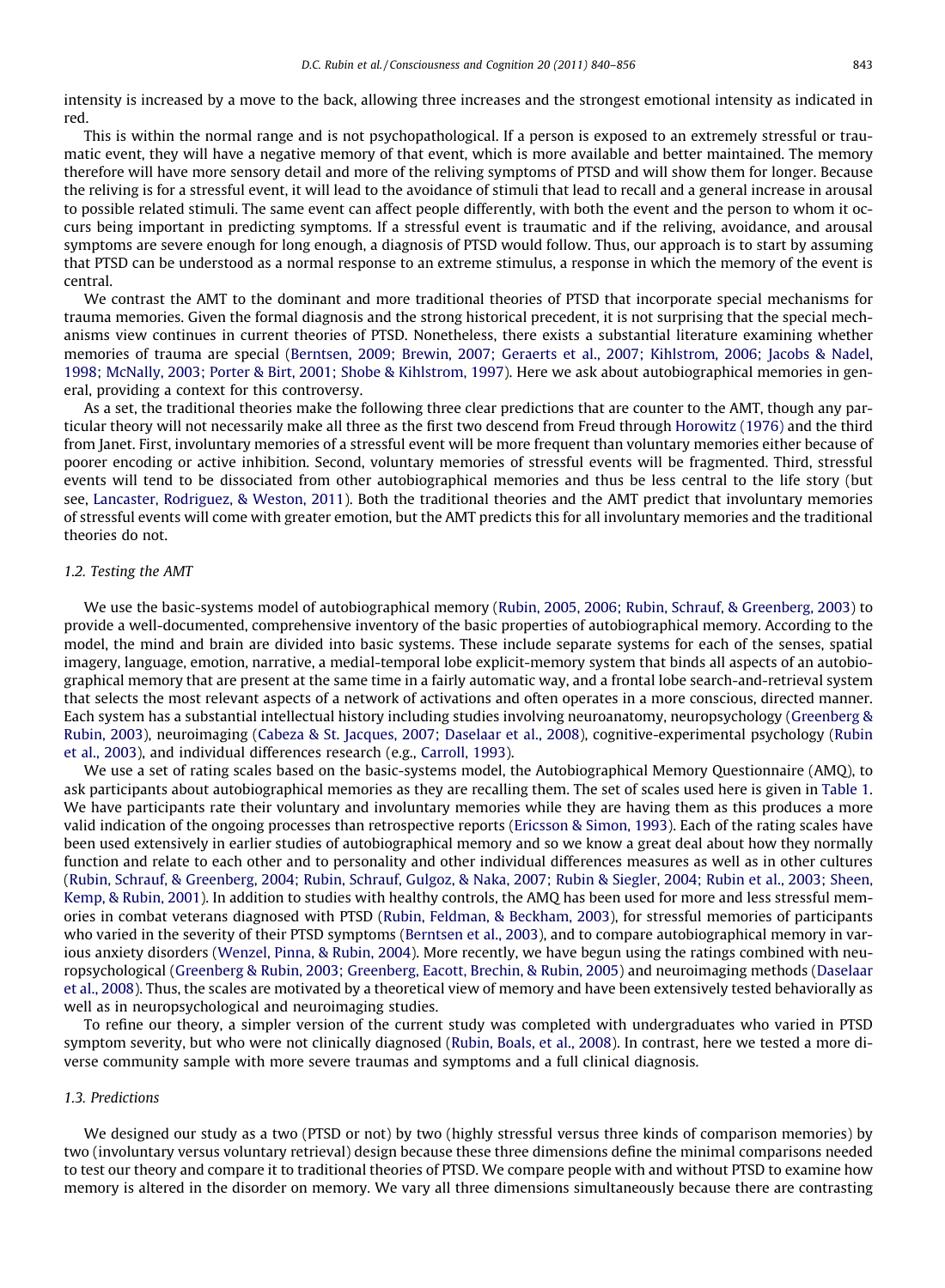intensity is increased by a move to the back, allowing three increases and the strongest emotional intensity as indicated in red.

This is within the normal range and is not psychopathological. If a person is exposed to an extremely stressful or traumatic event, they will have a negative memory of that event, which is more available and better maintained. The memory therefore will have more sensory detail and more of the reliving symptoms of PTSD and will show them for longer. Because the reliving is for a stressful event, it will lead to the avoidance of stimuli that lead to recall and a general increase in arousal to possible related stimuli. The same event can affect people differently, with both the event and the person to whom it occurs being important in predicting symptoms. If a stressful event is traumatic and if the reliving, avoidance, and arousal symptoms are severe enough for long enough, a diagnosis of PTSD would follow. Thus, our approach is to start by assuming that PTSD can be understood as a normal response to an extreme stimulus, a response in which the memory of the event is central.

We contrast the AMT to the dominant and more traditional theories of PTSD that incorporate special mechanisms for trauma memories. Given the formal diagnosis and the strong historical precedent, it is not surprising that the special mechanisms view continues in current theories of PTSD. Nonetheless, there exists a substantial literature examining whether memories of trauma are special (Berntsen, 2009; Brewin, 2007; Geraerts et al., 2007; Kihlstrom, 2006; Jacobs & Nadel, 1998; McNally, 2003; Porter & Birt, 2001; Shobe & Kihlstrom, 1997). Here we ask about autobiographical memories in general, providing a context for this controversy.

As a set, the traditional theories make the following three clear predictions that are counter to the AMT, though any particular theory will not necessarily make all three as the first two descend from Freud through Horowitz (1976) and the third from Janet. First, involuntary memories of a stressful event will be more frequent than voluntary memories either because of poorer encoding or active inhibition. Second, voluntary memories of stressful events will be fragmented. Third, stressful events will tend to be dissociated from other autobiographical memories and thus be less central to the life story (but see, Lancaster, Rodriguez, & Weston, 2011). Both the traditional theories and the AMT predict that involuntary memories of stressful events will come with greater emotion, but the AMT predicts this for all involuntary memories and the traditional theories do not.

### 1.2. Testing the AMT

We use the basic-systems model of autobiographical memory (Rubin, 2005, 2006; Rubin, Schrauf, & Greenberg, 2003) to provide a well-documented, comprehensive inventory of the basic properties of autobiographical memory. According to the model, the mind and brain are divided into basic systems. These include separate systems for each of the senses, spatial imagery, language, emotion, narrative, a medial-temporal lobe explicit-memory system that binds all aspects of an autobiographical memory that are present at the same time in a fairly automatic way, and a frontal lobe search-and-retrieval system that selects the most relevant aspects of a network of activations and often operates in a more conscious, directed manner. Each system has a substantial intellectual history including studies involving neuroanatomy, neuropsychology (Greenberg & Rubin, 2003), neuroimaging (Cabeza & St. Jacques, 2007; Daselaar et al., 2008), cognitive-experimental psychology (Rubin et al., 2003), and individual differences research (e.g., Carroll, 1993).

We use a set of rating scales based on the basic-systems model, the Autobiographical Memory Questionnaire (AMQ), to ask participants about autobiographical memories as they are recalling them. The set of scales used here is given in Table 1. We have participants rate their voluntary and involuntary memories while they are having them as this produces a more valid indication of the ongoing processes than retrospective reports (Ericsson & Simon, 1993). Each of the rating scales have been used extensively in earlier studies of autobiographical memory and so we know a great deal about how they normally function and relate to each other and to personality and other individual differences measures as well as in other cultures (Rubin, Schrauf, & Greenberg, 2004; Rubin, Schrauf, Gulgoz, & Naka, 2007; Rubin & Siegler, 2004; Rubin et al., 2003; Sheen, Kemp, & Rubin, 2001). In addition to studies with healthy controls, the AMQ has been used for more and less stressful memories in combat veterans diagnosed with PTSD (Rubin, Feldman, & Beckham, 2003), for stressful memories of participants who varied in the severity of their PTSD symptoms (Berntsen et al., 2003), and to compare autobiographical memory in various anxiety disorders (Wenzel, Pinna, & Rubin, 2004). More recently, we have begun using the ratings combined with neuropsychological (Greenberg & Rubin, 2003; Greenberg, Eacott, Brechin, & Rubin, 2005) and neuroimaging methods (Daselaar et al., 2008). Thus, the scales are motivated by a theoretical view of memory and have been extensively tested behaviorally as well as in neuropsychological and neuroimaging studies.

To refine our theory, a simpler version of the current study was completed with undergraduates who varied in PTSD symptom severity, but who were not clinically diagnosed (Rubin, Boals, et al., 2008). In contrast, here we tested a more diverse community sample with more severe traumas and symptoms and a full clinical diagnosis.

### 1.3. Predictions

We designed our study as a two (PTSD or not) by two (highly stressful versus three kinds of comparison memories) by two (involuntary versus voluntary retrieval) design because these three dimensions define the minimal comparisons needed to test our theory and compare it to traditional theories of PTSD. We compare people with and without PTSD to examine how memory is altered in the disorder on memory. We vary all three dimensions simultaneously because there are contrasting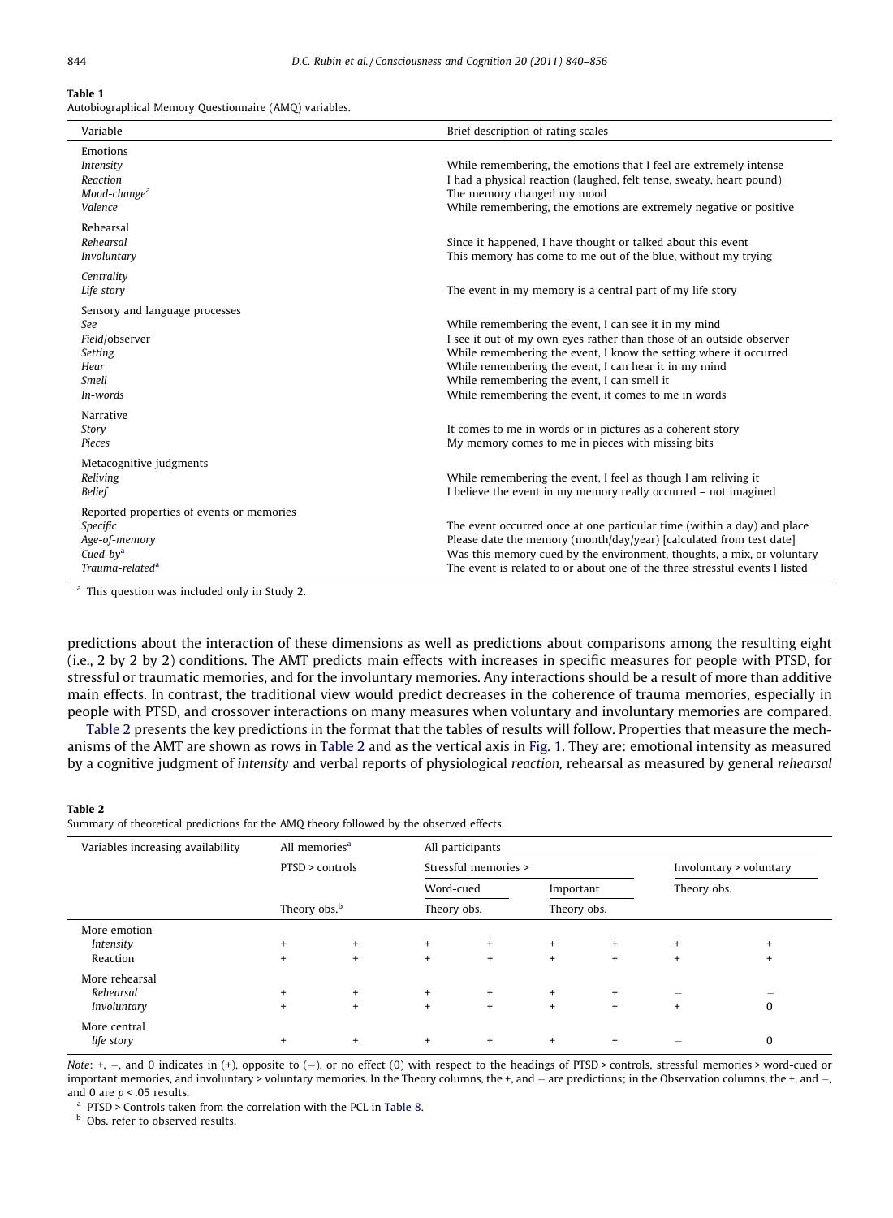**Table 1**
Autobiographical Memory Questionnaire (AMQ) variables.

| Variable | Brief description of rating scales |
|---|---|
| Emotions | |
| *Intensity* | While remembering, the emotions that I feel are extremely intense |
| *Reaction* | I had a physical reaction (laughed, felt tense, sweaty, heart pound) |
| *Mood-change*[a] | The memory changed my mood |
| *Valence* | While remembering, the emotions are extremely negative or positive |
| Rehearsal | |
| *Rehearsal* | Since it happened, I have thought or talked about this event |
| *Involuntary* | This memory has come to me out of the blue, without my trying |
| *Centrality* | |
| *Life story* | The event in my memory is a central part of my life story |
| Sensory and language processes | |
| *See* | While remembering the event, I can see it in my mind |
| *Field*/observer | I see it out of my own eyes rather than those of an outside observer |
| *Setting* | While remembering the event, I know the setting where it occurred |
| *Hear* | While remembering the event, I can hear it in my mind |
| *Smell* | While remembering the event, I can smell it |
| *In-words* | While remembering the event, it comes to me in words |
| Narrative | |
| *Story* | It comes to me in words or in pictures as a coherent story |
| *Pieces* | My memory comes to me in pieces with missing bits |
| Metacognitive judgments | |
| *Reliving* | While remembering the event, I feel as though I am reliving it |
| *Belief* | I believe the event in my memory really occurred – not imagined |
| Reported properties of events or memories | |
| *Specific* | The event occurred once at one particular time (within a day) and place |
| *Age-of-memory* | Please date the memory (month/day/year) [calculated from test date] |
| *Cued-by*[a] | Was this memory cued by the environment, thoughts, a mix, or voluntary |
| *Trauma-related*[a] | The event is related to or about one of the three stressful events I listed |

[a] This question was included only in Study 2.

predictions about the interaction of these dimensions as well as predictions about comparisons among the resulting eight (i.e., 2 by 2 by 2) conditions. The AMT predicts main effects with increases in specific measures for people with PTSD, for stressful or traumatic memories, and for the involuntary memories. Any interactions should be a result of more than additive main effects. In contrast, the traditional view would predict decreases in the coherence of trauma memories, especially in people with PTSD, and crossover interactions on many measures when voluntary and involuntary memories are compared.

Table 2 presents the key predictions in the format that the tables of results will follow. Properties that measure the mechanisms of the AMT are shown as rows in Table 2 and as the vertical axis in Fig. 1. They are: emotional intensity as measured by a cognitive judgment of *intensity* and verbal reports of physiological *reaction*, rehearsal as measured by general *rehearsal*

**Table 2**
Summary of theoretical predictions for the AMQ theory followed by the observed effects.

| Variables increasing availability | All memories[a] | | All participants | | | | | |
|---|---|---|---|---|---|---|---|---|
| | PTSD > controls | | Stressful memories > | | | | Involuntary > voluntary | |
| | | | Word-cued | | Important | | | |
| | Theory | obs.[b] | Theory | obs. | Theory | obs. | Theory | obs. |
| More emotion | | | | | | | | |
| *Intensity* | + | + | + | + | + | + | + | + |
| Reaction | + | + | + | + | + | + | + | + |
| More rehearsal | | | | | | | | |
| *Rehearsal* | + | + | + | + | + | + | – | – |
| *Involuntary* | + | + | + | + | + | + | + | 0 |
| More central | | | | | | | | |
| *life story* | + | + | + | + | + | + | – | 0 |

*Note*: +, –, and 0 indicates in (+), opposite to (–), or no effect (0) with respect to the headings of PTSD > controls, stressful memories > word-cued or important memories, and involuntary > voluntary memories. In the Theory columns, the + and – are predictions; in the Observation columns, the +, and –, and 0 are $p < .05$ results.

[a] PTSD > Controls taken from the correlation with the PCL in Table 8.

[b] Obs. refer to observed results.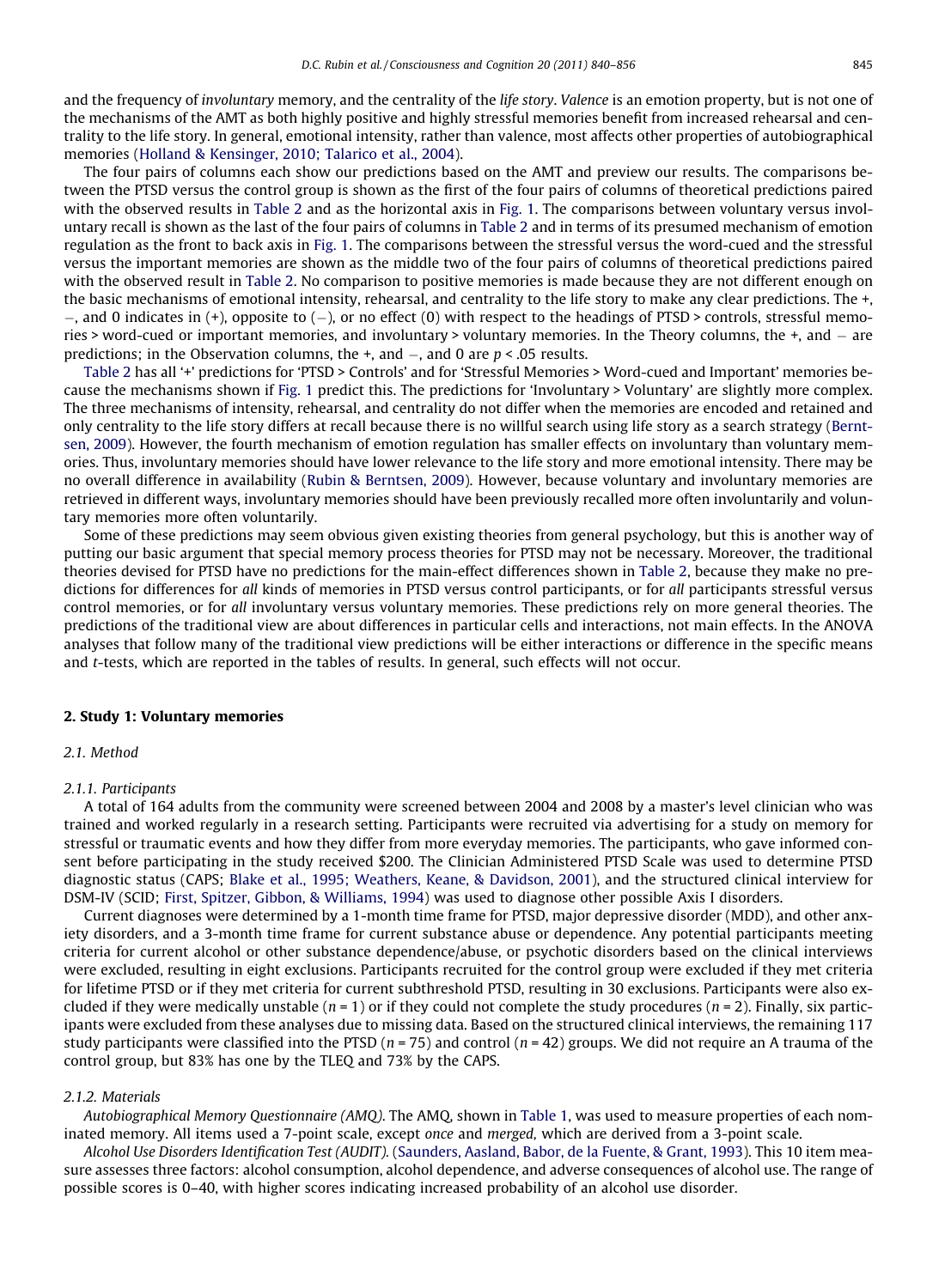and the frequency of *involuntary* memory, and the centrality of the *life story*. *Valence* is an emotion property, but is not one of the mechanisms of the AMT as both highly positive and highly stressful memories benefit from increased rehearsal and centrality to the life story. In general, emotional intensity, rather than valence, most affects other properties of autobiographical memories (Holland & Kensinger, 2010; Talarico et al., 2004).

The four pairs of columns each show our predictions based on the AMT and preview our results. The comparisons between the PTSD versus the control group is shown as the first of the four pairs of columns of theoretical predictions paired with the observed results in Table 2 and as the horizontal axis in Fig. 1. The comparisons between voluntary versus involuntary recall is shown as the last of the four pairs of columns in Table 2 and in terms of its presumed mechanism of emotion regulation as the front to back axis in Fig. 1. The comparisons between the stressful versus the word-cued and the stressful versus the important memories are shown as the middle two of the four pairs of columns of theoretical predictions paired with the observed result in Table 2. No comparison to positive memories is made because they are not different enough on the basic mechanisms of emotional intensity, rehearsal, and centrality to the life story to make any clear predictions. The +, −, and 0 indicates in (+), opposite to (−), or no effect (0) with respect to the headings of PTSD > controls, stressful memories > word-cued or important memories, and involuntary > voluntary memories. In the Theory columns, the +, and − are predictions; in the Observation columns, the +, and −, and 0 are $p < .05$ results.

Table 2 has all '+' predictions for 'PTSD > Controls' and for 'Stressful Memories > Word-cued and Important' memories because the mechanisms shown if Fig. 1 predict this. The predictions for 'Involuntary > Voluntary' are slightly more complex. The three mechanisms of intensity, rehearsal, and centrality do not differ when the memories are encoded and retained and only centrality to the life story differs at recall because there is no willful search using life story as a search strategy (Berntsen, 2009). However, the fourth mechanism of emotion regulation has smaller effects on involuntary than voluntary memories. Thus, involuntary memories should have lower relevance to the life story and more emotional intensity. There may be no overall difference in availability (Rubin & Berntsen, 2009). However, because voluntary and involuntary memories are retrieved in different ways, involuntary memories should have been previously recalled more often involuntarily and voluntary memories more often voluntarily.

Some of these predictions may seem obvious given existing theories from general psychology, but this is another way of putting our basic argument that special memory process theories for PTSD may not be necessary. Moreover, the traditional theories devised for PTSD have no predictions for the main-effect differences shown in Table 2, because they make no predictions for differences for *all* kinds of memories in PTSD versus control participants, or for *all* participants stressful versus control memories, or for *all* involuntary versus voluntary memories. These predictions rely on more general theories. The predictions of the traditional view are about differences in particular cells and interactions, not main effects. In the ANOVA analyses that follow many of the traditional view predictions will be either interactions or difference in the specific means and *t*-tests, which are reported in the tables of results. In general, such effects will not occur.

## 2. Study 1: Voluntary memories

### 2.1. Method

#### 2.1.1. Participants

A total of 164 adults from the community were screened between 2004 and 2008 by a master's level clinician who was trained and worked regularly in a research setting. Participants were recruited via advertising for a study on memory for stressful or traumatic events and how they differ from more everyday memories. The participants, who gave informed consent before participating in the study received \$200. The Clinician Administered PTSD Scale was used to determine PTSD diagnostic status (CAPS; Blake et al., 1995; Weathers, Keane, & Davidson, 2001), and the structured clinical interview for DSM-IV (SCID; First, Spitzer, Gibbon, & Williams, 1994) was used to diagnose other possible Axis I disorders.

Current diagnoses were determined by a 1-month time frame for PTSD, major depressive disorder (MDD), and other anxiety disorders, and a 3-month time frame for current substance abuse or dependence. Any potential participants meeting criteria for current alcohol or other substance dependence/abuse, or psychotic disorders based on the clinical interviews were excluded, resulting in eight exclusions. Participants recruited for the control group were excluded if they met criteria for lifetime PTSD or if they met criteria for current subthreshold PTSD, resulting in 30 exclusions. Participants were also excluded if they were medically unstable ($n = 1$) or if they could not complete the study procedures ($n = 2$). Finally, six participants were excluded from these analyses due to missing data. Based on the structured clinical interviews, the remaining 117 study participants were classified into the PTSD ($n = 75$) and control ($n = 42$) groups. We did not require an A trauma of the control group, but 83% has one by the TLEQ and 73% by the CAPS.

#### 2.1.2. Materials

*Autobiographical Memory Questionnaire (AMQ)*. The AMQ, shown in Table 1, was used to measure properties of each nominated memory. All items used a 7-point scale, except *once* and *merged,* which are derived from a 3-point scale.

*Alcohol Use Disorders Identification Test (AUDIT)*. (Saunders, Aasland, Babor, de la Fuente, & Grant, 1993). This 10 item measure assesses three factors: alcohol consumption, alcohol dependence, and adverse consequences of alcohol use. The range of possible scores is 0–40, with higher scores indicating increased probability of an alcohol use disorder.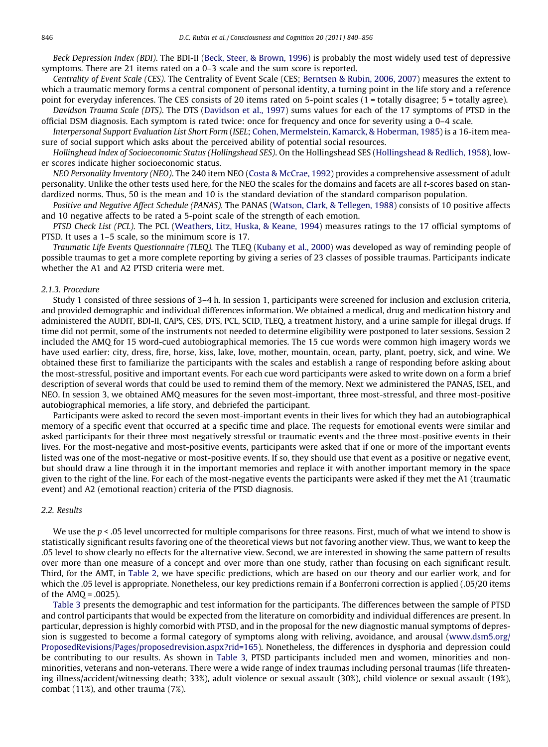*Beck Depression Index (BDI)*. The BDI-II (Beck, Steer, & Brown, 1996) is probably the most widely used test of depressive symptoms. There are 21 items rated on a 0–3 scale and the sum score is reported.

*Centrality of Event Scale (CES)*. The Centrality of Event Scale (CES; Berntsen & Rubin, 2006, 2007) measures the extent to which a traumatic memory forms a central component of personal identity, a turning point in the life story and a reference point for everyday inferences. The CES consists of 20 items rated on 5-point scales (1 = totally disagree; 5 = totally agree).

*Davidson Trauma Scale (DTS)*. The DTS (Davidson et al., 1997) sums values for each of the 17 symptoms of PTSD in the official DSM diagnosis. Each symptom is rated twice: once for frequency and once for severity using a 0–4 scale.

*Interpersonal Support Evaluation List Short Form (ISEL*; Cohen, Mermelstein, Kamarck, & Hoberman, 1985) is a 16-item measure of social support which asks about the perceived ability of potential social resources.

*Hollinghead Index of Socioeconomic Status (Hollingshead SES)*. On the Hollingshead SES (Hollingshead & Redlich, 1958), lower scores indicate higher socioeconomic status.

*NEO Personality Inventory (NEO)*. The 240 item NEO (Costa & McCrae, 1992) provides a comprehensive assessment of adult personality. Unlike the other tests used here, for the NEO the scales for the domains and facets are all *t*-scores based on standardized norms. Thus, 50 is the mean and 10 is the standard deviation of the standard comparison population.

*Positive and Negative Affect Schedule (PANAS)*. The PANAS (Watson, Clark, & Tellegen, 1988) consists of 10 positive affects and 10 negative affects to be rated a 5-point scale of the strength of each emotion.

*PTSD Check List (PCL)*. The PCL (Weathers, Litz, Huska, & Keane, 1994) measures ratings to the 17 official symptoms of PTSD. It uses a 1–5 scale, so the minimum score is 17.

*Traumatic Life Events Questionnaire (TLEQ)*. The TLEQ (Kubany et al., 2000) was developed as way of reminding people of possible traumas to get a more complete reporting by giving a series of 23 classes of possible traumas. Participants indicate whether the A1 and A2 PTSD criteria were met.

#### 2.1.3. Procedure

Study 1 consisted of three sessions of 3–4 h. In session 1, participants were screened for inclusion and exclusion criteria, and provided demographic and individual differences information. We obtained a medical, drug and medication history and administered the AUDIT, BDI-II, CAPS, CES, DTS, PCL, SCID, TLEQ, a treatment history, and a urine sample for illegal drugs. If time did not permit, some of the instruments not needed to determine eligibility were postponed to later sessions. Session 2 included the AMQ for 15 word-cued autobiographical memories. The 15 cue words were common high imagery words we have used earlier: city, dress, fire, horse, kiss, lake, love, mother, mountain, ocean, party, plant, poetry, sick, and wine. We obtained these first to familiarize the participants with the scales and establish a range of responding before asking about the most-stressful, positive and important events. For each cue word participants were asked to write down on a form a brief description of several words that could be used to remind them of the memory. Next we administered the PANAS, ISEL, and NEO. In session 3, we obtained AMQ measures for the seven most-important, three most-stressful, and three most-positive autobiographical memories, a life story, and debriefed the participant.

Participants were asked to record the seven most-important events in their lives for which they had an autobiographical memory of a specific event that occurred at a specific time and place. The requests for emotional events were similar and asked participants for their three most negatively stressful or traumatic events and the three most-positive events in their lives. For the most-negative and most-positive events, participants were asked that if one or more of the important events listed was one of the most-negative or most-positive events. If so, they should use that event as a positive or negative event, but should draw a line through it in the important memories and replace it with another important memory in the space given to the right of the line. For each of the most-negative events the participants were asked if they met the A1 (traumatic event) and A2 (emotional reaction) criteria of the PTSD diagnosis.

### 2.2. Results

We use the $p < .05$ level uncorrected for multiple comparisons for three reasons. First, much of what we intend to show is statistically significant results favoring one of the theoretical views but not favoring another view. Thus, we want to keep the .05 level to show clearly no effects for the alternative view. Second, we are interested in showing the same pattern of results over more than one measure of a concept and over more than one study, rather than focusing on each significant result. Third, for the AMT, in Table 2, we have specific predictions, which are based on our theory and our earlier work, and for which the .05 level is appropriate. Nonetheless, our key predictions remain if a Bonferroni correction is applied (.05/20 items of the AMQ = .0025).

Table 3 presents the demographic and test information for the participants. The differences between the sample of PTSD and control participants that would be expected from the literature on comorbidity and individual differences are present. In particular, depression is highly comorbid with PTSD, and in the proposal for the new diagnostic manual symptoms of depression is suggested to become a formal category of symptoms along with reliving, avoidance, and arousal (www.dsm5.org/ProposedRevisions/Pages/proposedrevision.aspx?rid=165). Nonetheless, the differences in dysphoria and depression could be contributing to our results. As shown in Table 3, PTSD participants included men and women, minorities and non-minorities, veterans and non-veterans. There were a wide range of index traumas including personal traumas (life threatening illness/accident/witnessing death; 33%), adult violence or sexual assault (30%), child violence or sexual assault (19%), combat (11%), and other trauma (7%).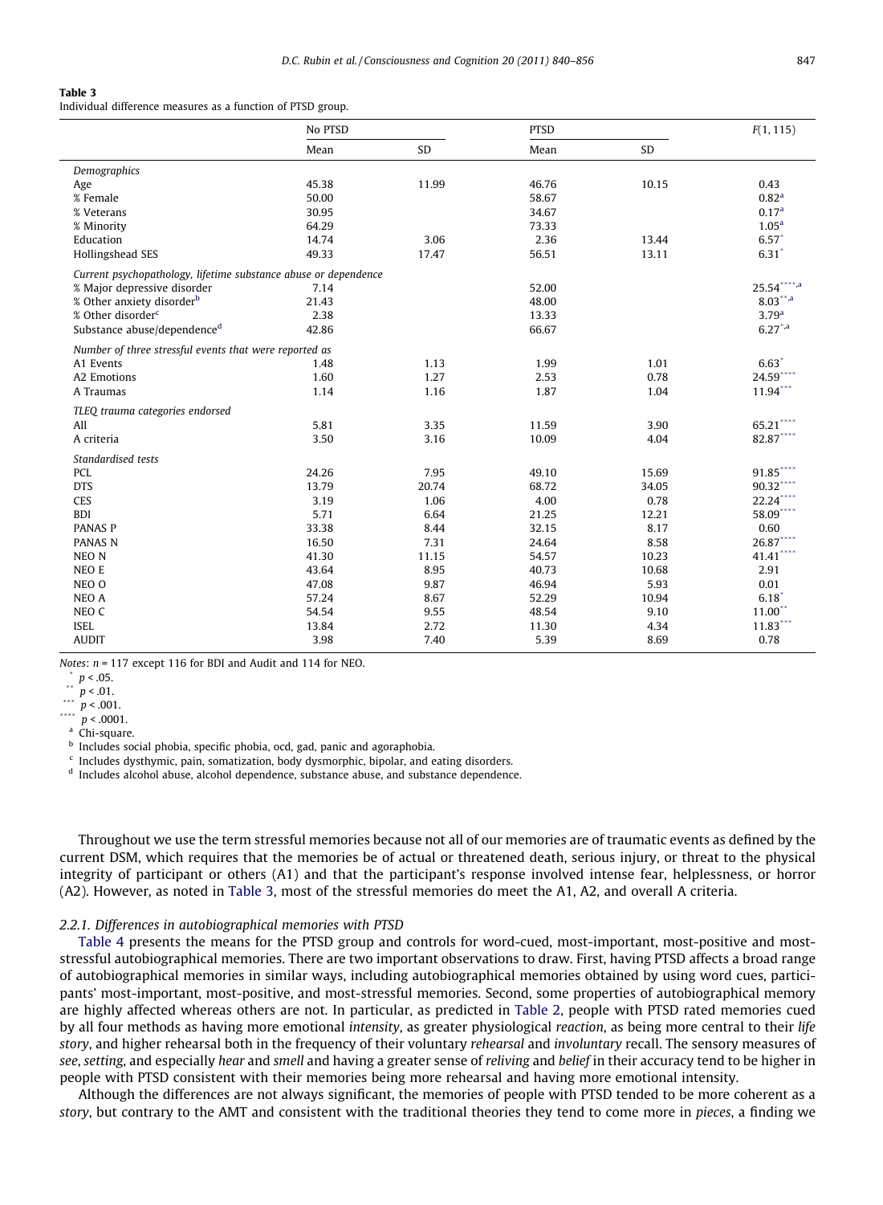**Table 3**
Individual difference measures as a function of PTSD group.

| | No PTSD | | PTSD | | $F(1, 115)$ |
|---|---|---|---|---|---|
| | Mean | SD | Mean | SD | |
| *Demographics* | | | | | |
| Age | 45.38 | 11.99 | 46.76 | 10.15 | 0.43 |
| % Female | 50.00 | | 58.67 | | 0.82[a] |
| % Veterans | 30.95 | | 34.67 | | 0.17[a] |
| % Minority | 64.29 | | 73.33 | | 1.05[a] |
| Education | 14.74 | 3.06 | 2.36 | 13.44 | 6.57* |
| Hollingshead SES | 49.33 | 17.47 | 56.51 | 13.11 | 6.31* |
| *Current psychopathology, lifetime substance abuse or dependence* | | | | | |
| % Major depressive disorder | 7.14 | | 52.00 | | 25.54****,[a] |
| % Other anxiety disorder[b] | 21.43 | | 48.00 | | 8.03**,[a] |
| % Other disorder[c] | 2.38 | | 13.33 | | 3.79[a] |
| Substance abuse/dependence[d] | 42.86 | | 66.67 | | 6.27*,[a] |
| *Number of three stressful events that were reported as* | | | | | |
| A1 Events | 1.48 | 1.13 | 1.99 | 1.01 | 6.63* |
| A2 Emotions | 1.60 | 1.27 | 2.53 | 0.78 | 24.59**** |
| A Traumas | 1.14 | 1.16 | 1.87 | 1.04 | 11.94*** |
| *TLEQ trauma categories endorsed* | | | | | |
| All | 5.81 | 3.35 | 11.59 | 3.90 | 65.21**** |
| A criteria | 3.50 | 3.16 | 10.09 | 4.04 | 82.87**** |
| *Standardised tests* | | | | | |
| PCL | 24.26 | 7.95 | 49.10 | 15.69 | 91.85**** |
| DTS | 13.79 | 20.74 | 68.72 | 34.05 | 90.32**** |
| CES | 3.19 | 1.06 | 4.00 | 0.78 | 22.24**** |
| BDI | 5.71 | 6.64 | 21.25 | 12.21 | 58.09**** |
| PANAS P | 33.38 | 8.44 | 32.15 | 8.17 | 0.60 |
| PANAS N | 16.50 | 7.31 | 24.64 | 8.58 | 26.87**** |
| NEO N | 41.30 | 11.15 | 54.57 | 10.23 | 41.41**** |
| NEO E | 43.64 | 8.95 | 40.73 | 10.68 | 2.91 |
| NEO O | 47.08 | 9.87 | 46.94 | 5.93 | 0.01 |
| NEO A | 57.24 | 8.67 | 52.29 | 10.94 | 6.18* |
| NEO C | 54.54 | 9.55 | 48.54 | 9.10 | 11.00** |
| ISEL | 13.84 | 2.72 | 11.30 | 4.34 | 11.83*** |
| AUDIT | 3.98 | 7.40 | 5.39 | 8.69 | 0.78 |

*Notes*: $n = 117$ except 116 for BDI and Audit and 114 for NEO.
* $p < .05$.
** $p < .01$.
*** $p < .001$.
**** $p < .0001$.
[a] Chi-square.
[b] Includes social phobia, specific phobia, ocd, gad, panic and agoraphobia.
[c] Includes dysthymic, pain, somatization, body dysmorphic, bipolar, and eating disorders.
[d] Includes alcohol abuse, alcohol dependence, substance abuse, and substance dependence.

Throughout we use the term stressful memories because not all of our memories are of traumatic events as defined by the current DSM, which requires that the memories be of actual or threatened death, serious injury, or threat to the physical integrity of participant or others (A1) and that the participant's response involved intense fear, helplessness, or horror (A2). However, as noted in Table 3, most of the stressful memories do meet the A1, A2, and overall A criteria.

### 2.2.1. Differences in autobiographical memories with PTSD

Table 4 presents the means for the PTSD group and controls for word-cued, most-important, most-positive and most-stressful autobiographical memories. There are two important observations to draw. First, having PTSD affects a broad range of autobiographical memories in similar ways, including autobiographical memories obtained by using word cues, participants' most-important, most-positive, and most-stressful memories. Second, some properties of autobiographical memory are highly affected whereas others are not. In particular, as predicted in Table 2, people with PTSD rated memories cued by all four methods as having more emotional *intensity*, as greater physiological *reaction*, as being more central to their *life story*, and higher rehearsal both in the frequency of their voluntary *rehearsal* and *involuntary* recall. The sensory measures of *see*, *setting*, and especially *hear* and *smell* and having a greater sense of *reliving* and *belief* in their accuracy tend to be higher in people with PTSD consistent with their memories being more rehearsal and having more emotional intensity.

Although the differences are not always significant, the memories of people with PTSD tended to be more coherent as a *story*, but contrary to the AMT and consistent with the traditional theories they tend to come more in *pieces*, a finding we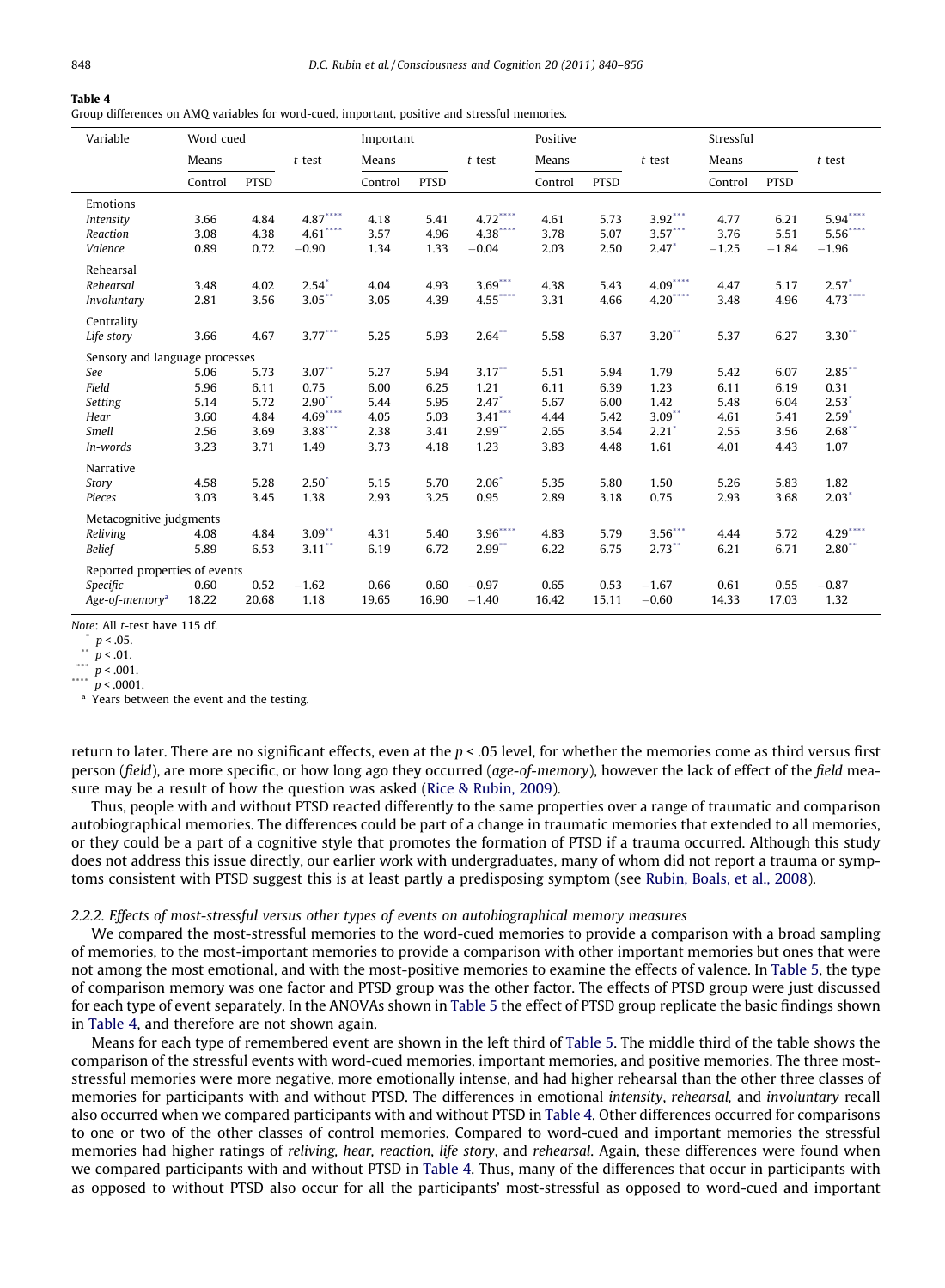**Table 4**
Group differences on AMQ variables for word-cued, important, positive and stressful memories.

| Variable | Word cued | | | Important | | | Positive | | | Stressful | | |
|---|---|---|---|---|---|---|---|---|---|---|---|---|
| | Means | | t-test | Means | | t-test | Means | | t-test | Means | | t-test |
| | Control | PTSD | | Control | PTSD | | Control | PTSD | | Control | PTSD | |
| Emotions | | | | | | | | | | | | |
| *Intensity* | 3.66 | 4.84 | 4.87**** | 4.18 | 5.41 | 4.72**** | 4.61 | 5.73 | 3.92*** | 4.77 | 6.21 | 5.94**** |
| *Reaction* | 3.08 | 4.38 | 4.61**** | 3.57 | 4.96 | 4.38**** | 3.78 | 5.07 | 3.57*** | 3.76 | 5.51 | 5.56**** |
| *Valence* | 0.89 | 0.72 | −0.90 | 1.34 | 1.33 | −0.04 | 2.03 | 2.50 | 2.47* | −1.25 | −1.84 | −1.96 |
| Rehearsal | | | | | | | | | | | | |
| *Rehearsal* | 3.48 | 4.02 | 2.54* | 4.04 | 4.93 | 3.69*** | 4.38 | 5.43 | 4.09**** | 4.47 | 5.17 | 2.57* |
| *Involuntary* | 2.81 | 3.56 | 3.05** | 3.05 | 4.39 | 4.55**** | 3.31 | 4.66 | 4.20**** | 3.48 | 4.96 | 4.73**** |
| Centrality | | | | | | | | | | | | |
| *Life story* | 3.66 | 4.67 | 3.77*** | 5.25 | 5.93 | 2.64** | 5.58 | 6.37 | 3.20** | 5.37 | 6.27 | 3.30** |
| Sensory and language processes | | | | | | | | | | | | |
| *See* | 5.06 | 5.73 | 3.07** | 5.27 | 5.94 | 3.17** | 5.51 | 5.94 | 1.79 | 5.42 | 6.07 | 2.85** |
| *Field* | 5.96 | 6.11 | 0.75 | 6.00 | 6.25 | 1.21 | 6.11 | 6.39 | 1.23 | 6.11 | 6.19 | 0.31 |
| *Setting* | 5.14 | 5.72 | 2.90** | 5.44 | 5.95 | 2.47* | 5.67 | 6.00 | 1.42 | 5.48 | 6.04 | 2.53* |
| *Hear* | 3.60 | 4.84 | 4.69**** | 4.05 | 5.03 | 3.41*** | 4.44 | 5.42 | 3.09** | 4.61 | 5.41 | 2.59* |
| *Smell* | 2.56 | 3.69 | 3.88*** | 2.38 | 3.41 | 2.99** | 2.65 | 3.54 | 2.21* | 2.55 | 3.56 | 2.68** |
| *In-words* | 3.23 | 3.71 | 1.49 | 3.73 | 4.18 | 1.23 | 3.83 | 4.48 | 1.61 | 4.01 | 4.43 | 1.07 |
| Narrative | | | | | | | | | | | | |
| *Story* | 4.58 | 5.28 | 2.50* | 5.15 | 5.70 | 2.06* | 5.35 | 5.80 | 1.50 | 5.26 | 5.83 | 1.82 |
| *Pieces* | 3.03 | 3.45 | 1.38 | 2.93 | 3.25 | 0.95 | 2.89 | 3.18 | 0.75 | 2.93 | 3.68 | 2.03* |
| Metacognitive judgments | | | | | | | | | | | | |
| *Reliving* | 4.08 | 4.84 | 3.09** | 4.31 | 5.40 | 3.96**** | 4.83 | 5.79 | 3.56*** | 4.44 | 5.72 | 4.29**** |
| *Belief* | 5.89 | 6.53 | 3.11** | 6.19 | 6.72 | 2.99** | 6.22 | 6.75 | 2.73** | 6.21 | 6.71 | 2.80** |
| Reported properties of events | | | | | | | | | | | | |
| *Specific* | 0.60 | 0.52 | −1.62 | 0.66 | 0.60 | −0.97 | 0.65 | 0.53 | −1.67 | 0.61 | 0.55 | −0.87 |
| *Age-of-memory*[a] | 18.22 | 20.68 | 1.18 | 19.65 | 16.90 | −1.40 | 16.42 | 15.11 | −0.60 | 14.33 | 17.03 | 1.32 |

*Note*: All *t*-test have 115 df.
\* $p < .05$.
\*\* $p < .01$.
\*\*\* $p < .001$.
\*\*\*\* $p < .0001$.
[a] Years between the event and the testing.

return to later. There are no significant effects, even at the $p < .05$ level, for whether the memories come as third versus first person (*field*), are more specific, or how long ago they occurred (*age-of-memory*), however the lack of effect of the *field* measure may be a result of how the question was asked (Rice & Rubin, 2009).

Thus, people with and without PTSD reacted differently to the same properties over a range of traumatic and comparison autobiographical memories. The differences could be part of a change in traumatic memories that extended to all memories, or they could be a part of a cognitive style that promotes the formation of PTSD if a trauma occurred. Although this study does not address this issue directly, our earlier work with undergraduates, many of whom did not report a trauma or symptoms consistent with PTSD suggest this is at least partly a predisposing symptom (see Rubin, Boals, et al., 2008).

#### 2.2.2. Effects of most-stressful versus other types of events on autobiographical memory measures

We compared the most-stressful memories to the word-cued memories to provide a comparison with a broad sampling of memories, to the most-important memories to provide a comparison with other important memories but ones that were not among the most emotional, and with the most-positive memories to examine the effects of valence. In Table 5, the type of comparison memory was one factor and PTSD group was the other factor. The effects of PTSD group were just discussed for each type of event separately. In the ANOVAs shown in Table 5 the effect of PTSD group replicate the basic findings shown in Table 4, and therefore are not shown again.

Means for each type of remembered event are shown in the left third of Table 5. The middle third of the table shows the comparison of the stressful events with word-cued memories, important memories, and positive memories. The three most-stressful memories were more negative, more emotionally intense, and had higher rehearsal than the other three classes of memories for participants with and without PTSD. The differences in emotional *intensity*, *rehearsal*, and *involuntary* recall also occurred when we compared participants with and without PTSD in Table 4. Other differences occurred for comparisons to one or two of the other classes of control memories. Compared to word-cued and important memories the stressful memories had higher ratings of *reliving*, *hear*, *reaction*, *life story*, and *rehearsal*. Again, these differences were found when we compared participants with and without PTSD in Table 4. Thus, many of the differences that occur in participants with as opposed to without PTSD also occur for all the participants' most-stressful as opposed to word-cued and important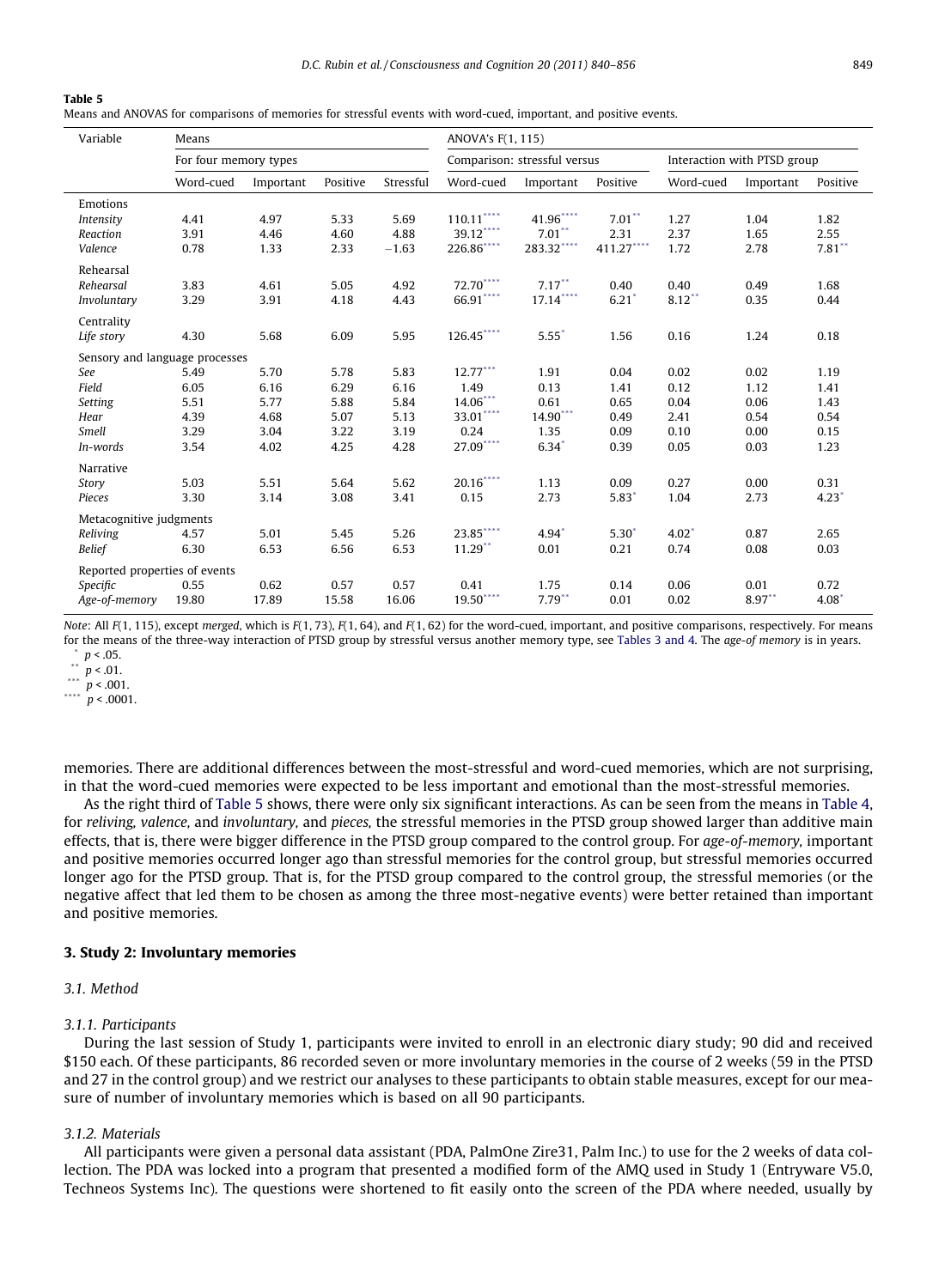**Table 5**
Means and ANOVAS for comparisons of memories for stressful events with word-cued, important, and positive events.

| Variable | Means | | | | ANOVA's $F(1, 115)$ | | | | | |
|---|---|---|---|---|---|---|---|---|---|---|
| | For four memory types | | | | Comparison: stressful versus | | | Interaction with PTSD group | | |
| | Word-cued | Important | Positive | Stressful | Word-cued | Important | Positive | Word-cued | Important | Positive |
| Emotions | | | | | | | | | | |
| *Intensity* | 4.41 | 4.97 | 5.33 | 5.69 | 110.11**** | 41.96**** | 7.01** | 1.27 | 1.04 | 1.82 |
| *Reaction* | 3.91 | 4.46 | 4.60 | 4.88 | 39.12**** | 7.01** | 2.31 | 2.37 | 1.65 | 2.55 |
| *Valence* | 0.78 | 1.33 | 2.33 | −1.63 | 226.86**** | 283.32**** | 411.27**** | 1.72 | 2.78 | 7.81** |
| Rehearsal | | | | | | | | | | |
| *Rehearsal* | 3.83 | 4.61 | 5.05 | 4.92 | 72.70**** | 7.17** | 0.40 | 0.40 | 0.49 | 1.68 |
| *Involuntary* | 3.29 | 3.91 | 4.18 | 4.43 | 66.91**** | 17.14**** | 6.21* | 8.12** | 0.35 | 0.44 |
| Centrality | | | | | | | | | | |
| *Life story* | 4.30 | 5.68 | 6.09 | 5.95 | 126.45**** | 5.55* | 1.56 | 0.16 | 1.24 | 0.18 |
| Sensory and language processes | | | | | | | | | | |
| *See* | 5.49 | 5.70 | 5.78 | 5.83 | 12.77*** | 1.91 | 0.04 | 0.02 | 0.02 | 1.19 |
| *Field* | 6.05 | 6.16 | 6.29 | 6.16 | 1.49 | 0.13 | 1.41 | 0.12 | 1.12 | 1.41 |
| *Setting* | 5.51 | 5.77 | 5.88 | 5.84 | 14.06*** | 0.61 | 0.65 | 0.04 | 0.06 | 1.43 |
| *Hear* | 4.39 | 4.68 | 5.07 | 5.13 | 33.01**** | 14.90*** | 0.49 | 2.41 | 0.54 | 0.54 |
| *Smell* | 3.29 | 3.04 | 3.22 | 3.19 | 0.24 | 1.35 | 0.09 | 0.10 | 0.00 | 0.15 |
| *In-words* | 3.54 | 4.02 | 4.25 | 4.28 | 27.09**** | 6.34* | 0.39 | 0.05 | 0.03 | 1.23 |
| Narrative | | | | | | | | | | |
| *Story* | 5.03 | 5.51 | 5.64 | 5.62 | 20.16**** | 1.13 | 0.09 | 0.27 | 0.00 | 0.31 |
| *Pieces* | 3.30 | 3.14 | 3.08 | 3.41 | 0.15 | 2.73 | 5.83* | 1.04 | 2.73 | 4.23* |
| Metacognitive judgments | | | | | | | | | | |
| *Reliving* | 4.57 | 5.01 | 5.45 | 5.26 | 23.85**** | 4.94* | 5.30* | 4.02* | 0.87 | 2.65 |
| *Belief* | 6.30 | 6.53 | 6.56 | 6.53 | 11.29** | 0.01 | 0.21 | 0.74 | 0.08 | 0.03 |
| Reported properties of events | | | | | | | | | | |
| *Specific* | 0.55 | 0.62 | 0.57 | 0.57 | 0.41 | 1.75 | 0.14 | 0.06 | 0.01 | 0.72 |
| *Age-of-memory* | 19.80 | 17.89 | 15.58 | 16.06 | 19.50**** | 7.79** | 0.01 | 0.02 | 8.97** | 4.08* |

*Note*: All $F(1, 115)$, except *merged*, which is $F(1, 73)$, $F(1, 64)$, and $F(1, 62)$ for the word-cued, important, and positive comparisons, respectively. For means for the means of the three-way interaction of PTSD group by stressful versus another memory type, see Tables 3 and 4. The *age-of memory* is in years.
\* $p < .05$.
\*\* $p < .01$.
\*\*\* $p < .001$.
\*\*\*\* $p < .0001$.

memories. There are additional differences between the most-stressful and word-cued memories, which are not surprising, in that the word-cued memories were expected to be less important and emotional than the most-stressful memories.

As the right third of Table 5 shows, there were only six significant interactions. As can be seen from the means in Table 4, for *reliving, valence,* and *involuntary,* and *pieces,* the stressful memories in the PTSD group showed larger than additive main effects, that is, there were bigger difference in the PTSD group compared to the control group. For *age-of-memory,* important and positive memories occurred longer ago than stressful memories for the control group, but stressful memories occurred longer ago for the PTSD group. That is, for the PTSD group compared to the control group, the stressful memories (or the negative affect that led them to be chosen as among the three most-negative events) were better retained than important and positive memories.

## 3. Study 2: Involuntary memories

### 3.1. Method

#### 3.1.1. Participants

During the last session of Study 1, participants were invited to enroll in an electronic diary study; 90 did and received \$150 each. Of these participants, 86 recorded seven or more involuntary memories in the course of 2 weeks (59 in the PTSD and 27 in the control group) and we restrict our analyses to these participants to obtain stable measures, except for our measure of number of involuntary memories which is based on all 90 participants.

#### 3.1.2. Materials

All participants were given a personal data assistant (PDA, PalmOne Zire31, Palm Inc.) to use for the 2 weeks of data collection. The PDA was locked into a program that presented a modified form of the AMQ used in Study 1 (Entryware V5.0, Techneos Systems Inc). The questions were shortened to fit easily onto the screen of the PDA where needed, usually by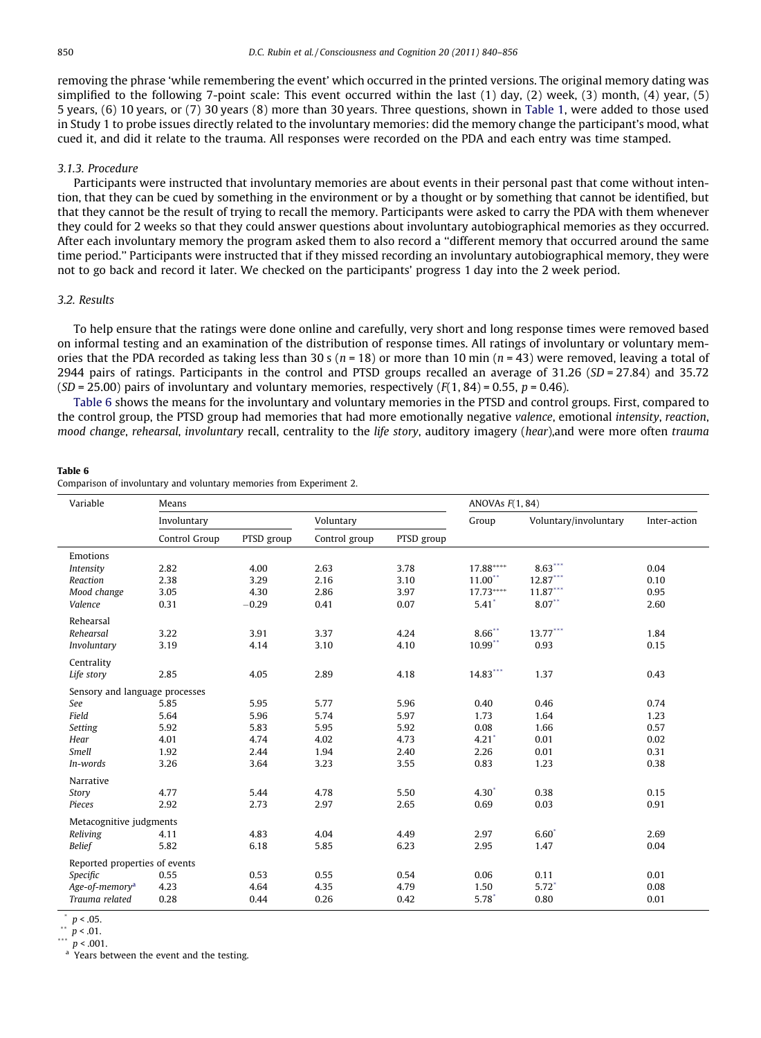removing the phrase 'while remembering the event' which occurred in the printed versions. The original memory dating was simplified to the following 7-point scale: This event occurred within the last (1) day, (2) week, (3) month, (4) year, (5) 5 years, (6) 10 years, or (7) 30 years (8) more than 30 years. Three questions, shown in Table 1, were added to those used in Study 1 to probe issues directly related to the involuntary memories: did the memory change the participant's mood, what cued it, and did it relate to the trauma. All responses were recorded on the PDA and each entry was time stamped.

### 3.1.3. Procedure

Participants were instructed that involuntary memories are about events in their personal past that come without intention, that they can be cued by something in the environment or by a thought or by something that cannot be identified, but that they cannot be the result of trying to recall the memory. Participants were asked to carry the PDA with them whenever they could for 2 weeks so that they could answer questions about involuntary autobiographical memories as they occurred. After each involuntary memory the program asked them to also record a "different memory that occurred around the same time period." Participants were instructed that if they missed recording an involuntary autobiographical memory, they were not to go back and record it later. We checked on the participants' progress 1 day into the 2 week period.

## 3.2. Results

To help ensure that the ratings were done online and carefully, very short and long response times were removed based on informal testing and an examination of the distribution of response times. All ratings of involuntary or voluntary memories that the PDA recorded as taking less than 30 s ($n = 18$) or more than 10 min ($n = 43$) were removed, leaving a total of 2944 pairs of ratings. Participants in the control and PTSD groups recalled an average of 31.26 ($SD = 27.84$) and 35.72 ($SD = 25.00$) pairs of involuntary and voluntary memories, respectively ($F(1, 84) = 0.55$, $p = 0.46$).

Table 6 shows the means for the involuntary and voluntary memories in the PTSD and control groups. First, compared to the control group, the PTSD group had memories that had more emotionally negative *valence*, emotional *intensity*, *reaction*, *mood change*, *rehearsal*, *involuntary* recall, centrality to the *life story*, auditory imagery (*hear*),and were more often *trauma*

**Table 6**
Comparison of involuntary and voluntary memories from Experiment 2.

| Variable | Means | | | | ANOVAs $F(1, 84)$ | | |
|---|---|---|---|---|---|---|---|
| | Involuntary | | Voluntary | | Group | Voluntary/involuntary | Inter-action |
| | Control Group | PTSD group | Control group | PTSD group | | | |
| Emotions | | | | | | | |
| *Intensity* | 2.82 | 4.00 | 2.63 | 3.78 | 17.88**** | 8.63*** | 0.04 |
| *Reaction* | 2.38 | 3.29 | 2.16 | 3.10 | 11.00** | 12.87*** | 0.10 |
| *Mood change* | 3.05 | 4.30 | 2.86 | 3.97 | 17.73**** | 11.87*** | 0.95 |
| *Valence* | 0.31 | −0.29 | 0.41 | 0.07 | 5.41* | 8.07** | 2.60 |
| Rehearsal | | | | | | | |
| *Rehearsal* | 3.22 | 3.91 | 3.37 | 4.24 | 8.66** | 13.77*** | 1.84 |
| *Involuntary* | 3.19 | 4.14 | 3.10 | 4.10 | 10.99** | 0.93 | 0.15 |
| Centrality | | | | | | | |
| *Life story* | 2.85 | 4.05 | 2.89 | 4.18 | 14.83*** | 1.37 | 0.43 |
| Sensory and language processes | | | | | | | |
| *See* | 5.85 | 5.95 | 5.77 | 5.96 | 0.40 | 0.46 | 0.74 |
| *Field* | 5.64 | 5.96 | 5.74 | 5.97 | 1.73 | 1.64 | 1.23 |
| *Setting* | 5.92 | 5.83 | 5.95 | 5.92 | 0.08 | 1.66 | 0.57 |
| *Hear* | 4.01 | 4.74 | 4.02 | 4.73 | 4.21* | 0.01 | 0.02 |
| *Smell* | 1.92 | 2.44 | 1.94 | 2.40 | 2.26 | 0.01 | 0.31 |
| *In-words* | 3.26 | 3.64 | 3.23 | 3.55 | 0.83 | 1.23 | 0.38 |
| Narrative | | | | | | | |
| *Story* | 4.77 | 5.44 | 4.78 | 5.50 | 4.30* | 0.38 | 0.15 |
| *Pieces* | 2.92 | 2.73 | 2.97 | 2.65 | 0.69 | 0.03 | 0.91 |
| Metacognitive judgments | | | | | | | |
| *Reliving* | 4.11 | 4.83 | 4.04 | 4.49 | 2.97 | 6.60* | 2.69 |
| *Belief* | 5.82 | 6.18 | 5.85 | 6.23 | 2.95 | 1.47 | 0.04 |
| Reported properties of events | | | | | | | |
| *Specific* | 0.55 | 0.53 | 0.55 | 0.54 | 0.06 | 0.11 | 0.01 |
| *Age-of-memory*[a] | 4.23 | 4.64 | 4.35 | 4.79 | 1.50 | 5.72* | 0.08 |
| *Trauma related* | 0.28 | 0.44 | 0.26 | 0.42 | 5.78* | 0.80 | 0.01 |

\* $p < .05$.
\*\* $p < .01$.
\*\*\* $p < .001$.
[a] Years between the event and the testing.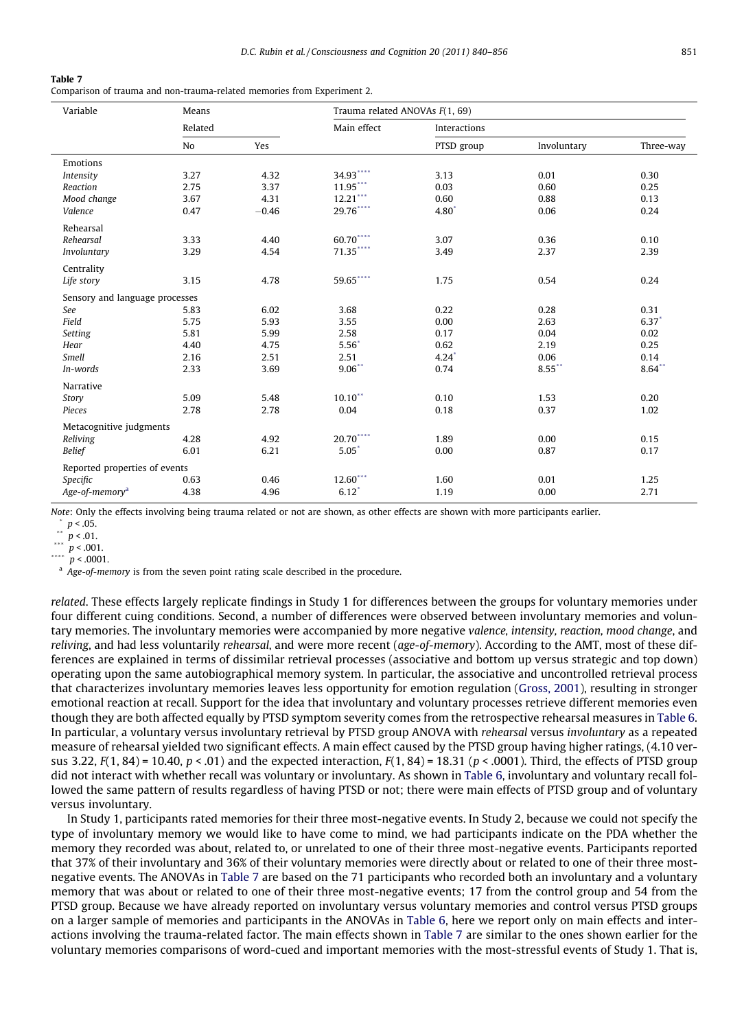**Table 7**
Comparison of trauma and non-trauma-related memories from Experiment 2.

| Variable | Means | | Trauma related ANOVAs $F(1, 69)$ | | | |
|---|---|---|---|---|---|---|
| | Related | | Main effect | Interactions | | |
| | No | Yes | | PTSD group | Involuntary | Three-way |
| Emotions | | | | | | |
| *Intensity* | 3.27 | 4.32 | 34.93**** | 3.13 | 0.01 | 0.30 |
| *Reaction* | 2.75 | 3.37 | 11.95*** | 0.03 | 0.60 | 0.25 |
| *Mood change* | 3.67 | 4.31 | 12.21*** | 0.60 | 0.88 | 0.13 |
| *Valence* | 0.47 | −0.46 | 29.76**** | 4.80* | 0.06 | 0.24 |
| Rehearsal | | | | | | |
| *Rehearsal* | 3.33 | 4.40 | 60.70**** | 3.07 | 0.36 | 0.10 |
| *Involuntary* | 3.29 | 4.54 | 71.35**** | 3.49 | 2.37 | 2.39 |
| Centrality | | | | | | |
| *Life story* | 3.15 | 4.78 | 59.65**** | 1.75 | 0.54 | 0.24 |
| Sensory and language processes | | | | | | |
| *See* | 5.83 | 6.02 | 3.68 | 0.22 | 0.28 | 0.31 |
| *Field* | 5.75 | 5.93 | 3.55 | 0.00 | 2.63 | 6.37* |
| *Setting* | 5.81 | 5.99 | 2.58 | 0.17 | 0.04 | 0.02 |
| *Hear* | 4.40 | 4.75 | 5.56* | 0.62 | 2.19 | 0.25 |
| *Smell* | 2.16 | 2.51 | 2.51 | 4.24* | 0.06 | 0.14 |
| *In-words* | 2.33 | 3.69 | 9.06** | 0.74 | 8.55** | 8.64** |
| Narrative | | | | | | |
| *Story* | 5.09 | 5.48 | 10.10** | 0.10 | 1.53 | 0.20 |
| *Pieces* | 2.78 | 2.78 | 0.04 | 0.18 | 0.37 | 1.02 |
| Metacognitive judgments | | | | | | |
| *Reliving* | 4.28 | 4.92 | 20.70**** | 1.89 | 0.00 | 0.15 |
| *Belief* | 6.01 | 6.21 | 5.05* | 0.00 | 0.87 | 0.17 |
| Reported properties of events | | | | | | |
| *Specific* | 0.63 | 0.46 | 12.60*** | 1.60 | 0.01 | 1.25 |
| *Age-of-memory*[a] | 4.38 | 4.96 | 6.12* | 1.19 | 0.00 | 2.71 |

*Note*: Only the effects involving being trauma related or not are shown, as other effects are shown with more participants earlier.
\* $p < .05$.
\*\* $p < .01$.
\*\*\* $p < .001$.
\*\*\*\* $p < .0001$.
[a] *Age-of-memory* is from the seven point rating scale described in the procedure.

*related*. These effects largely replicate findings in Study 1 for differences between the groups for voluntary memories under four different cuing conditions. Second, a number of differences were observed between involuntary memories and voluntary memories. The involuntary memories were accompanied by more negative *valence*, *intensity*, *reaction*, *mood change*, and *reliving*, and had less voluntarily *rehearsal*, and were more recent (*age-of-memory*). According to the AMT, most of these differences are explained in terms of dissimilar retrieval processes (associative and bottom up versus strategic and top down) operating upon the same autobiographical memory system. In particular, the associative and uncontrolled retrieval process that characterizes involuntary memories leaves less opportunity for emotion regulation (Gross, 2001), resulting in stronger emotional reaction at recall. Support for the idea that involuntary and voluntary processes retrieve different memories even though they are both affected equally by PTSD symptom severity comes from the retrospective rehearsal measures in Table 6. In particular, a voluntary versus involuntary retrieval by PTSD group ANOVA with *rehearsal* versus *involuntary* as a repeated measure of rehearsal yielded two significant effects. A main effect caused by the PTSD group having higher ratings, (4.10 versus 3.22, $F(1, 84) = 10.40$, $p < .01$) and the expected interaction, $F(1, 84) = 18.31$ ($p < .0001$). Third, the effects of PTSD group did not interact with whether recall was voluntary or involuntary. As shown in Table 6, involuntary and voluntary recall followed the same pattern of results regardless of having PTSD or not; there were main effects of PTSD group and of voluntary versus involuntary.

In Study 1, participants rated memories for their three most-negative events. In Study 2, because we could not specify the type of involuntary memory we would like to have come to mind, we had participants indicate on the PDA whether the memory they recorded was about, related to, or unrelated to one of their three most-negative events. Participants reported that 37% of their involuntary and 36% of their voluntary memories were directly about or related to one of their three most-negative events. The ANOVAs in Table 7 are based on the 71 participants who recorded both an involuntary and a voluntary memory that was about or related to one of their three most-negative events; 17 from the control group and 54 from the PTSD group. Because we have already reported on involuntary versus voluntary memories and control versus PTSD groups on a larger sample of memories and participants in the ANOVAs in Table 6, here we report only on main effects and interactions involving the trauma-related factor. The main effects shown in Table 7 are similar to the ones shown earlier for the voluntary memories comparisons of word-cued and important memories with the most-stressful events of Study 1. That is,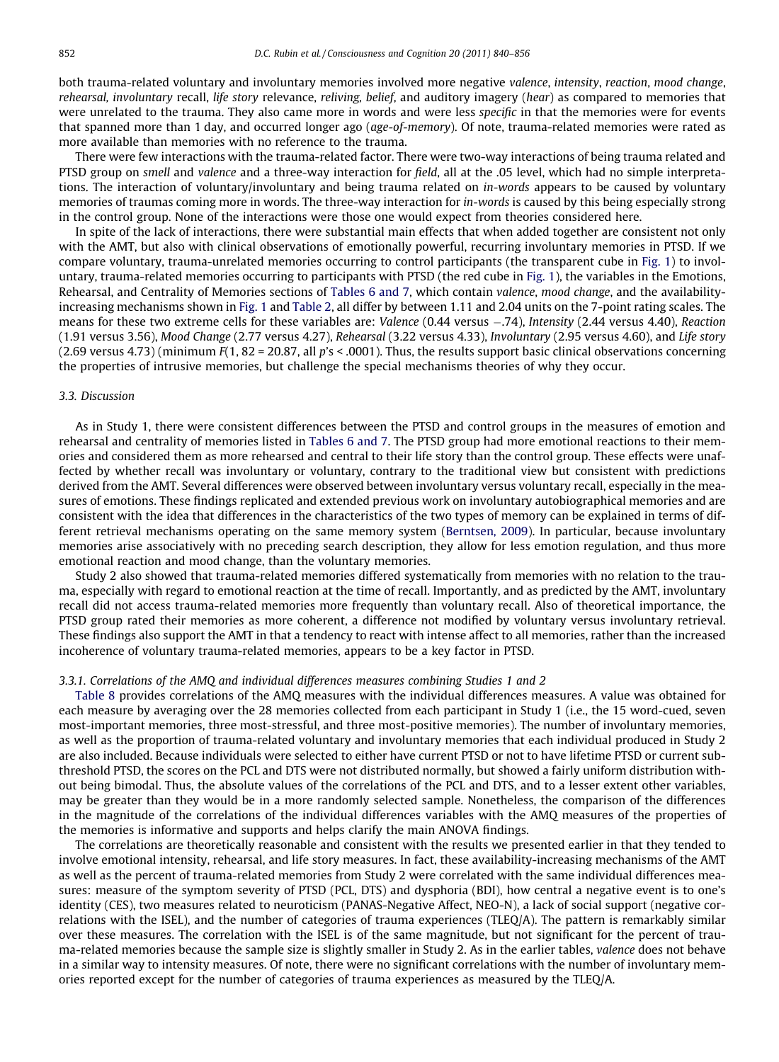both trauma-related voluntary and involuntary memories involved more negative *valence*, *intensity*, *reaction*, *mood change*, *rehearsal*, *involuntary* recall, *life story* relevance, *reliving*, *belief*, and auditory imagery (*hear*) as compared to memories that were unrelated to the trauma. They also came more in words and were less *specific* in that the memories were for events that spanned more than 1 day, and occurred longer ago (*age-of-memory*). Of note, trauma-related memories were rated as more available than memories with no reference to the trauma.

There were few interactions with the trauma-related factor. There were two-way interactions of being trauma related and PTSD group on *smell* and *valence* and a three-way interaction for *field*, all at the .05 level, which had no simple interpretations. The interaction of voluntary/involuntary and being trauma related on *in-words* appears to be caused by voluntary memories of traumas coming more in words. The three-way interaction for *in-words* is caused by this being especially strong in the control group. None of the interactions were those one would expect from theories considered here.

In spite of the lack of interactions, there were substantial main effects that when added together are consistent not only with the AMT, but also with clinical observations of emotionally powerful, recurring involuntary memories in PTSD. If we compare voluntary, trauma-unrelated memories occurring to control participants (the transparent cube in Fig. 1) to involuntary, trauma-related memories occurring to participants with PTSD (the red cube in Fig. 1), the variables in the Emotions, Rehearsal, and Centrality of Memories sections of Tables 6 and 7, which contain *valence*, *mood change*, and the availability-increasing mechanisms shown in Fig. 1 and Table 2, all differ by between 1.11 and 2.04 units on the 7-point rating scales. The means for these two extreme cells for these variables are: *Valence* (0.44 versus −.74), *Intensity* (2.44 versus 4.40), *Reaction* (1.91 versus 3.56), *Mood Change* (2.77 versus 4.27), *Rehearsal* (3.22 versus 4.33), *Involuntary* (2.95 versus 4.60), and *Life story* (2.69 versus 4.73) (minimum $F(1, 82 = 20.87$, all $p$'s < .0001). Thus, the results support basic clinical observations concerning the properties of intrusive memories, but challenge the special mechanisms theories of why they occur.

### 3.3. Discussion

As in Study 1, there were consistent differences between the PTSD and control groups in the measures of emotion and rehearsal and centrality of memories listed in Tables 6 and 7. The PTSD group had more emotional reactions to their memories and considered them as more rehearsed and central to their life story than the control group. These effects were unaffected by whether recall was involuntary or voluntary, contrary to the traditional view but consistent with predictions derived from the AMT. Several differences were observed between involuntary versus voluntary recall, especially in the measures of emotions. These findings replicated and extended previous work on involuntary autobiographical memories and are consistent with the idea that differences in the characteristics of the two types of memory can be explained in terms of different retrieval mechanisms operating on the same memory system (Berntsen, 2009). In particular, because involuntary memories arise associatively with no preceding search description, they allow for less emotion regulation, and thus more emotional reaction and mood change, than the voluntary memories.

Study 2 also showed that trauma-related memories differed systematically from memories with no relation to the trauma, especially with regard to emotional reaction at the time of recall. Importantly, and as predicted by the AMT, involuntary recall did not access trauma-related memories more frequently than voluntary recall. Also of theoretical importance, the PTSD group rated their memories as more coherent, a difference not modified by voluntary versus involuntary retrieval. These findings also support the AMT in that a tendency to react with intense affect to all memories, rather than the increased incoherence of voluntary trauma-related memories, appears to be a key factor in PTSD.

#### 3.3.1. Correlations of the AMQ and individual differences measures combining Studies 1 and 2

Table 8 provides correlations of the AMQ measures with the individual differences measures. A value was obtained for each measure by averaging over the 28 memories collected from each participant in Study 1 (i.e., the 15 word-cued, seven most-important memories, three most-stressful, and three most-positive memories). The number of involuntary memories, as well as the proportion of trauma-related voluntary and involuntary memories that each individual produced in Study 2 are also included. Because individuals were selected to either have current PTSD or not to have lifetime PTSD or current subthreshold PTSD, the scores on the PCL and DTS were not distributed normally, but showed a fairly uniform distribution without being bimodal. Thus, the absolute values of the correlations of the PCL and DTS, and to a lesser extent other variables, may be greater than they would be in a more randomly selected sample. Nonetheless, the comparison of the differences in the magnitude of the correlations of the individual differences variables with the AMQ measures of the properties of the memories is informative and supports and helps clarify the main ANOVA findings.

The correlations are theoretically reasonable and consistent with the results we presented earlier in that they tended to involve emotional intensity, rehearsal, and life story measures. In fact, these availability-increasing mechanisms of the AMT as well as the percent of trauma-related memories from Study 2 were correlated with the same individual differences measures: measure of the symptom severity of PTSD (PCL, DTS) and dysphoria (BDI), how central a negative event is to one's identity (CES), two measures related to neuroticism (PANAS-Negative Affect, NEO-N), a lack of social support (negative correlations with the ISEL), and the number of categories of trauma experiences (TLEQ/A). The pattern is remarkably similar over these measures. The correlation with the ISEL is of the same magnitude, but not significant for the percent of trauma-related memories because the sample size is slightly smaller in Study 2. As in the earlier tables, *valence* does not behave in a similar way to intensity measures. Of note, there were no significant correlations with the number of involuntary memories reported except for the number of categories of trauma experiences as measured by the TLEQ/A.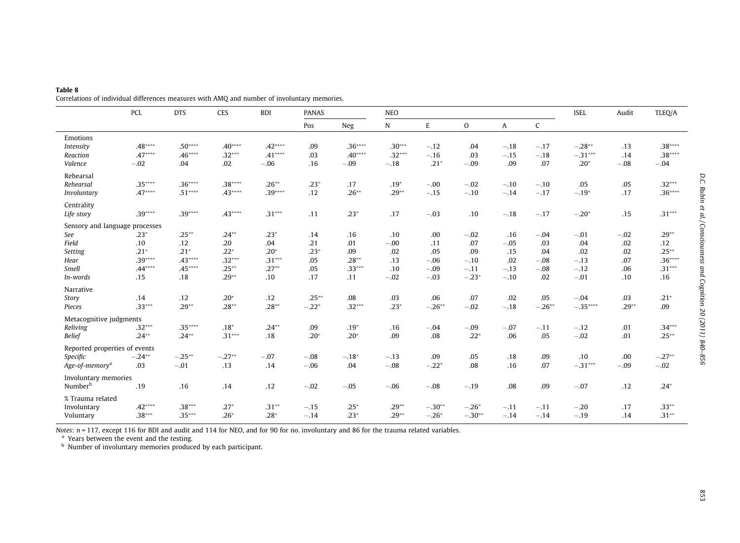**Table 8**
Correlations of individual differences measures with AMQ and number of involuntary memories.

| | PCL | DTS | CES | BDI | PANAS | | NEO | | | | | ISEL | Audit | TLEQ/A |
|---|---|---|---|---|---|---|---|---|---|---|---|---|---|---|
| | | | | | Pos | Neg | N | E | O | A | C | | | |
| Emotions | | | | | | | | | | | | | | |
| *Intensity* | .48**** | .50**** | .40**** | .42**** | .09 | .36**** | .30*** | −.12 | .04 | −.18 | −.17 | −.28** | .13 | .38**** |
| *Reaction* | .47**** | .46**** | .32*** | .41**** | .03 | .40**** | .32*** | −.16 | .03 | −.15 | −.18 | −.31*** | .14 | .38**** |
| *Valence* | −.02 | .04 | .02 | −.06 | .16 | −.09 | −.18 | .21* | −.09 | .09 | .07 | .20* | −.08 | −.04 |
| Rehearsal | | | | | | | | | | | | | | |
| *Rehearsal* | .35**** | .36**** | .38**** | .26** | .23* | .17 | .19* | −.00 | −.02 | −.10 | −.10 | .05 | .05 | .32*** |
| *Involuntary* | .47**** | .51**** | .43**** | .39**** | .12 | .26** | .29** | −.15 | −.10 | −.14 | −.17 | −.19* | .17 | .36**** |
| Centrality | | | | | | | | | | | | | | |
| *Life story* | .39**** | .39**** | .43**** | .31*** | .11 | .23* | .17 | −.03 | .10 | −.18 | −.17 | −.20* | .15 | .31*** |
| Sensory and language processes | | | | | | | | | | | | | | |
| *See* | .23* | .25** | .24** | .23* | .14 | .16 | .10 | .00 | −.02 | .16 | −.04 | −.01 | −.02 | .29** |
| *Field* | .10 | .12 | .20 | .04 | .21 | .01 | −.00 | .11 | .07 | −.05 | .03 | .04 | .02 | .12 |
| *Setting* | .21* | .21* | .22* | .20* | .23* | .09 | .02 | .05 | .09 | .15 | .04 | .02 | .02 | .25** |
| *Hear* | .39**** | .43**** | .32*** | .31*** | .05 | .28** | .13 | −.06 | −.10 | .02 | −.08 | −.13 | .07 | .36**** |
| *Smell* | .44**** | .45**** | .25** | .27** | .05 | .33*** | .10 | −.09 | −.11 | −.13 | −.08 | −.12 | .06 | .31*** |
| *In-words* | .15 | .18 | .29** | .10 | .17 | .11 | −.02 | −.03 | −.23* | −.10 | .02 | −.01 | .10 | .16 |
| Narrative | | | | | | | | | | | | | | |
| *Story* | .14 | .12 | .20* | .12 | .25** | .08 | .03 | .06 | .07 | .02 | .05 | −.04 | .03 | .21* |
| *Pieces* | .33*** | .29** | .28** | .28** | −.22* | .32*** | .23* | −.26** | −.02 | −.18 | −.26** | −.35**** | .29** | .09 |
| Metacognitive judgments | | | | | | | | | | | | | | |
| *Reliving* | .32*** | .35**** | .18* | .24** | .09 | .19* | .16 | −.04 | −.09 | −.07 | −.11 | −.12 | .01 | .34*** |
| *Belief* | .24** | .24** | .31*** | .18 | .20* | .20* | .09 | .08 | .22* | .06 | .05 | −.02 | .01 | .25** |
| Reported properties of events | | | | | | | | | | | | | | |
| *Specific* | −.24** | −.25** | −.27** | −.07 | −.08 | −.18* | −.13 | .09 | .05 | .18 | .09 | .10 | .00 | −.27** |
| *Age-of-memory*[a] | .03 | −.01 | .13 | .14 | −.06 | .04 | −.08 | −.22* | .08 | .16 | .07 | −.31*** | −.09 | −.02 |
| Involuntary memories | | | | | | | | | | | | | | |
| Number[b] | .19 | .16 | .14 | .12 | −.02 | −.05 | −.06 | −.08 | −.19 | .08 | .09 | −.07 | .12 | .24* |
| % Trauma related | | | | | | | | | | | | | | |
| Involuntary | .42**** | .38*** | .27* | .31** | −.15 | .25* | .29** | −.30** | −.26* | −.11 | −.11 | −.20 | .17 | .33** |
| Voluntary | .38*** | .35*** | .26* | .28* | −.14 | .23* | .29** | −.26* | −.30** | −.14 | −.14 | −.19 | .14 | .31** |

*Notes*: $n = 117$, except 116 for BDI and audit and 114 for NEO, and for 90 for no. involuntary and 86 for the trauma related variables.
[a] Years between the event and the testing.
[b] Number of involuntary memories produced by each participant.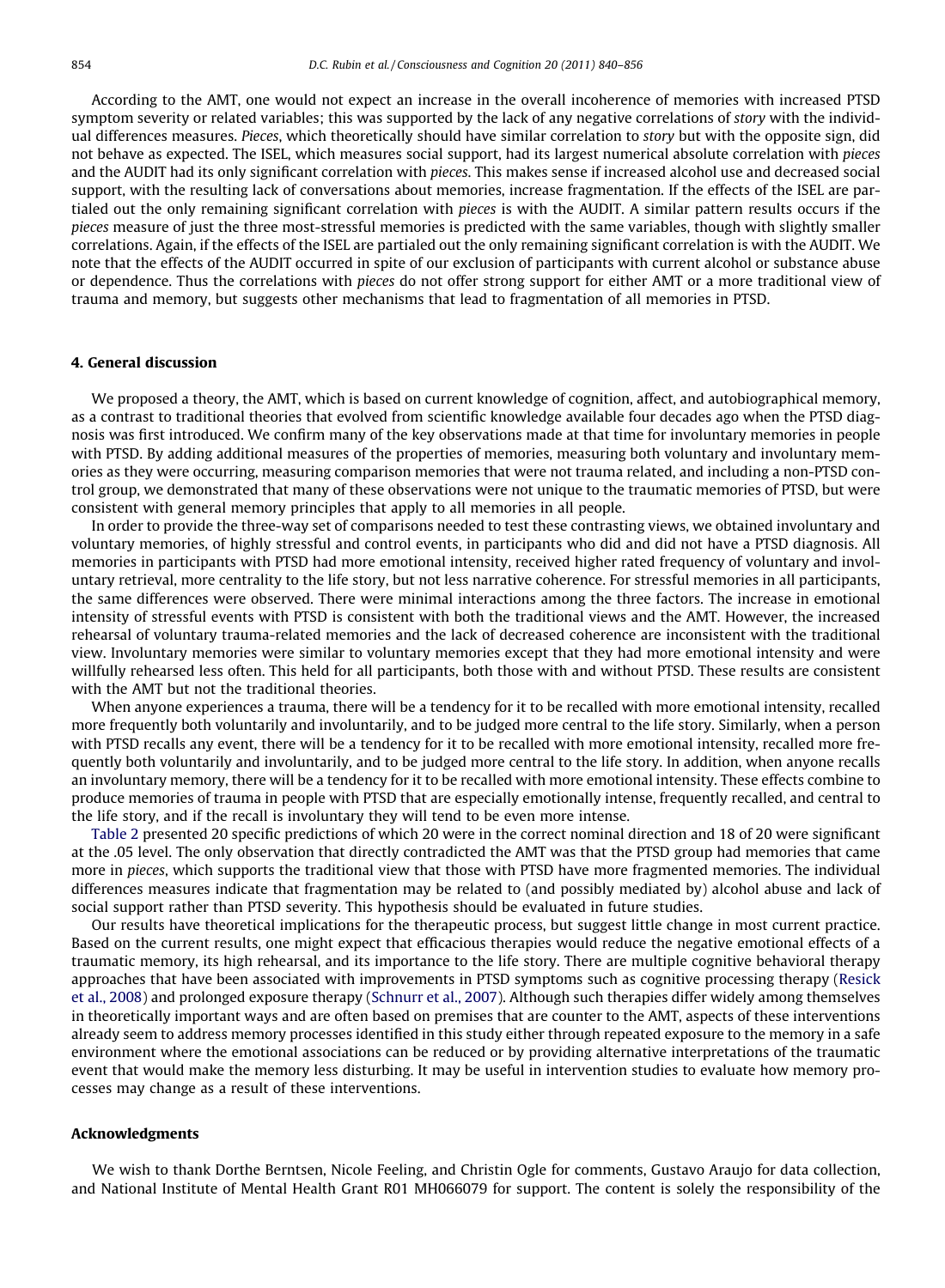According to the AMT, one would not expect an increase in the overall incoherence of memories with increased PTSD symptom severity or related variables; this was supported by the lack of any negative correlations of *story* with the individual differences measures. *Pieces*, which theoretically should have similar correlation to *story* but with the opposite sign, did not behave as expected. The ISEL, which measures social support, had its largest numerical absolute correlation with *pieces* and the AUDIT had its only significant correlation with *pieces*. This makes sense if increased alcohol use and decreased social support, with the resulting lack of conversations about memories, increase fragmentation. If the effects of the ISEL are partialed out the only remaining significant correlation with *pieces* is with the AUDIT. A similar pattern results occurs if the *pieces* measure of just the three most-stressful memories is predicted with the same variables, though with slightly smaller correlations. Again, if the effects of the ISEL are partialed out the only remaining significant correlation is with the AUDIT. We note that the effects of the AUDIT occurred in spite of our exclusion of participants with current alcohol or substance abuse or dependence. Thus the correlations with *pieces* do not offer strong support for either AMT or a more traditional view of trauma and memory, but suggests other mechanisms that lead to fragmentation of all memories in PTSD.

## 4. General discussion

We proposed a theory, the AMT, which is based on current knowledge of cognition, affect, and autobiographical memory, as a contrast to traditional theories that evolved from scientific knowledge available four decades ago when the PTSD diagnosis was first introduced. We confirm many of the key observations made at that time for involuntary memories in people with PTSD. By adding additional measures of the properties of memories, measuring both voluntary and involuntary memories as they were occurring, measuring comparison memories that were not trauma related, and including a non-PTSD control group, we demonstrated that many of these observations were not unique to the traumatic memories of PTSD, but were consistent with general memory principles that apply to all memories in all people.

In order to provide the three-way set of comparisons needed to test these contrasting views, we obtained involuntary and voluntary memories, of highly stressful and control events, in participants who did and did not have a PTSD diagnosis. All memories in participants with PTSD had more emotional intensity, received higher rated frequency of voluntary and involuntary retrieval, more centrality to the life story, but not less narrative coherence. For stressful memories in all participants, the same differences were observed. There were minimal interactions among the three factors. The increase in emotional intensity of stressful events with PTSD is consistent with both the traditional views and the AMT. However, the increased rehearsal of voluntary trauma-related memories and the lack of decreased coherence are inconsistent with the traditional view. Involuntary memories were similar to voluntary memories except that they had more emotional intensity and were willfully rehearsed less often. This held for all participants, both those with and without PTSD. These results are consistent with the AMT but not the traditional theories.

When anyone experiences a trauma, there will be a tendency for it to be recalled with more emotional intensity, recalled more frequently both voluntarily and involuntarily, and to be judged more central to the life story. Similarly, when a person with PTSD recalls any event, there will be a tendency for it to be recalled with more emotional intensity, recalled more frequently both voluntarily and involuntarily, and to be judged more central to the life story. In addition, when anyone recalls an involuntary memory, there will be a tendency for it to be recalled with more emotional intensity. These effects combine to produce memories of trauma in people with PTSD that are especially emotionally intense, frequently recalled, and central to the life story, and if the recall is involuntary they will tend to be even more intense.

Table 2 presented 20 specific predictions of which 20 were in the correct nominal direction and 18 of 20 were significant at the .05 level. The only observation that directly contradicted the AMT was that the PTSD group had memories that came more in *pieces*, which supports the traditional view that those with PTSD have more fragmented memories. The individual differences measures indicate that fragmentation may be related to (and possibly mediated by) alcohol abuse and lack of social support rather than PTSD severity. This hypothesis should be evaluated in future studies.

Our results have theoretical implications for the therapeutic process, but suggest little change in most current practice. Based on the current results, one might expect that efficacious therapies would reduce the negative emotional effects of a traumatic memory, its high rehearsal, and its importance to the life story. There are multiple cognitive behavioral therapy approaches that have been associated with improvements in PTSD symptoms such as cognitive processing therapy (Resick et al., 2008) and prolonged exposure therapy (Schnurr et al., 2007). Although such therapies differ widely among themselves in theoretically important ways and are often based on premises that are counter to the AMT, aspects of these interventions already seem to address memory processes identified in this study either through repeated exposure to the memory in a safe environment where the emotional associations can be reduced or by providing alternative interpretations of the traumatic event that would make the memory less disturbing. It may be useful in intervention studies to evaluate how memory processes may change as a result of these interventions.

## Acknowledgments

We wish to thank Dorthe Berntsen, Nicole Feeling, and Christin Ogle for comments, Gustavo Araujo for data collection, and National Institute of Mental Health Grant R01 MH066079 for support. The content is solely the responsibility of the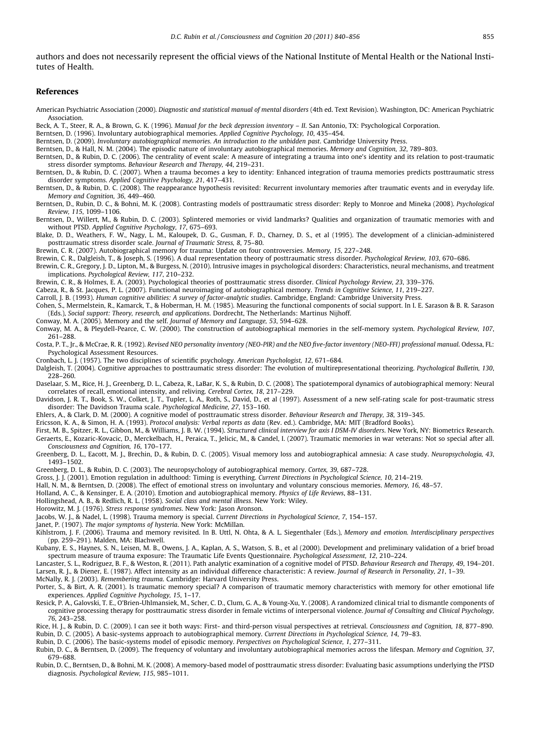authors and does not necessarily represent the official views of the National Institute of Mental Health or the National Institutes of Health.

## References

American Psychiatric Association (2000). *Diagnostic and statistical manual of mental disorders* (4th ed. Text Revision). Washington, DC: American Psychiatric Association.

Beck, A. T., Steer, R. A., & Brown, G. K. (1996). *Manual for the beck depression inventory – II*. San Antonio, TX: Psychological Corporation.

Berntsen, D. (1996). Involuntary autobiographical memories. *Applied Cognitive Psychology, 10*, 435–454.

Berntsen, D. (2009). *Involuntary autobiographical memories. An introduction to the unbidden past*. Cambridge University Press.

Berntsen, D., & Hall, N. M. (2004). The episodic nature of involuntary autobiographical memories. *Memory and Cognition, 32*, 789–803.

Berntsen, D., & Rubin, D. C. (2006). The centrality of event scale: A measure of integrating a trauma into one's identity and its relation to post-traumatic stress disorder symptoms. *Behaviour Research and Therapy, 44*, 219–231.

Berntsen, D., & Rubin, D. C. (2007). When a trauma becomes a key to identity: Enhanced integration of trauma memories predicts posttraumatic stress disorder symptoms. *Applied Cognitive Psychology, 21*, 417–431.

Berntsen, D., & Rubin, D. C. (2008). The reappearance hypothesis revisited: Recurrent involuntary memories after traumatic events and in everyday life. *Memory and Cognition, 36*, 449–460.

Berntsen, D., Rubin, D. C., & Bohni, M. K. (2008). Contrasting models of posttraumatic stress disorder: Reply to Monroe and Mineka (2008). *Psychological Review, 115*, 1099–1106.

Berntsen, D., Willert, M., & Rubin, D. C. (2003). Splintered memories or vivid landmarks? Qualities and organization of traumatic memories with and without PTSD. *Applied Cognitive Psychology, 17*, 675–693.

Blake, D. D., Weathers, F. W., Nagy, L. M., Kaloupek, D. G., Gusman, F. D., Charney, D. S., et al (1995). The development of a clinician-administered posttraumatic stress disorder scale. *Journal of Traumatic Stress, 8*, 75–80.

Brewin, C. R. (2007). Autobiographical memory for trauma: Update on four controversies. *Memory, 15*, 227–248.

Brewin, C. R., Dalgleish, T., & Joseph, S. (1996). A dual representation theory of posttraumatic stress disorder. *Psychological Review, 103*, 670–686.

Brewin, C. R., Gregory, J. D., Lipton, M., & Burgess, N. (2010). Intrusive images in psychological disorders: Characteristics, neural mechanisms, and treatment implications. *Psychological Review, 117*, 210–232.

Brewin, C. R., & Holmes, E. A. (2003). Psychological theories of posttraumatic stress disorder. *Clinical Psychology Review, 23*, 339–376.

Cabeza, R., & St. Jacques, P. L. (2007). Functional neuroimaging of autobiographical memory. *Trends in Cognitive Science, 11*, 219–227.

Carroll, J. B. (1993). *Human cognitive abilities: A survey of factor-analytic studies*. Cambridge, England: Cambridge University Press.

Cohen, S., Mermelstein, R., Kamarck, T., & Hoberman, H. M. (1985). Measuring the functional components of social support. In I. E. Sarason & B. R. Sarason (Eds.), *Social support: Theory, research, and applications*. Dordrecht, The Netherlands: Martinus Nijhoff.

Conway, M. A. (2005). Memory and the self. *Journal of Memory and Language, 53*, 594–628.

Conway, M. A., & Pleydell-Pearce, C. W. (2000). The construction of autobiographical memories in the self-memory system. *Psychological Review, 107*, 261–288.

Costa, P. T., Jr., & McCrae, R. R. (1992). *Revised NEO personality inventory (NEO-PIR) and the NEO five-factor inventory (NEO-FFI) professional manual*. Odessa, FL: Psychological Assessment Resources.

Cronbach, L. J. (1957). The two disciplines of scientific psychology. *American Psychologist, 12*, 671–684.

Dalgleish, T. (2004). Cognitive approaches to posttraumatic stress disorder: The evolution of multirepresentational theorizing. *Psychological Bulletin, 130*, 228–260.

Daselaar, S. M., Rice, H. J., Greenberg, D. L., Cabeza, R., LaBar, K. S., & Rubin, D. C. (2008). The spatiotemporal dynamics of autobiographical memory: Neural correlates of recall, emotional intensity, and reliving. *Cerebral Cortex, 18*, 217–229.

Davidson, J. R. T., Book, S. W., Colket, J. T., Tupler, L. A., Roth, S., David, D., et al (1997). Assessment of a new self-rating scale for post-traumatic stress disorder: The Davidson Trauma scale. *Psychological Medicine, 27*, 153–160.

Ehlers, A., & Clark, D. M. (2000). A cognitive model of posttraumatic stress disorder. *Behaviour Research and Therapy, 38*, 319–345.

Ericsson, K. A., & Simon, H. A. (1993). *Protocol analysis: Verbal reports as data* (Rev. ed.). Cambridge, MA: MIT (Bradford Books).

First, M. B., Spitzer, R. L., Gibbon, M., & Williams, J. B. W. (1994). *Structured clinical interview for axis I DSM-IV disorders*. New York, NY: Biometrics Research.

Geraerts, E., Kozaric-Kovacic, D., Merckelbach, H., Peraica, T., Jelicic, M., & Candel, I. (2007). Traumatic memories in war veterans: Not so special after all. *Consciousness and Cognition, 16*, 170–177.

Greenberg, D. L., Eacott, M. J., Brechin, D., & Rubin, D. C. (2005). Visual memory loss and autobiographical amnesia: A case study. *Neuropsychologia, 43*, 1493–1502.

Greenberg, D. L., & Rubin, D. C. (2003). The neuropsychology of autobiographical memory. *Cortex, 39*, 687–728.

Gross, J. J. (2001). Emotion regulation in adulthood: Timing is everything. *Current Directions in Psychological Science, 10*, 214–219.

Hall, N. M., & Berntsen, D. (2008). The effect of emotional stress on involuntary and voluntary conscious memories. *Memory, 16*, 48–57.

Holland, A. C., & Kensinger, E. A. (2010). Emotion and autobiographical memory. *Physics of Life Reviews*, 88–131.

Hollingshead, A. B., & Redlich, R. L. (1958). *Social class and mental illness*. New York: Wiley.

Horowitz, M. J. (1976). *Stress response syndromes*. New York: Jason Aronson.

Jacobs, W. J., & Nadel, L. (1998). Trauma memory is special. *Current Directions in Psychological Science, 7*, 154–157.

Janet, P. (1907). *The major symptoms of hysteria*. New York: McMillan.

Kihlstrom, J. F. (2006). Trauma and memory revisited. In B. Uttl, N. Ohta, & A. L. Siegenthaler (Eds.), *Memory and emotion. Interdisciplinary perspectives* (pp. 259–291). Malden, MA: Blachwell.

Kubany, E. S., Haynes, S. N., Leisen, M. B., Owens, J. A., Kaplan, A. S., Watson, S. B., et al (2000). Development and preliminary validation of a brief broad spectrum measure of trauma exposure: The Traumatic Life Events Questionnaire. *Psychological Assessment, 12*, 210–224.

Lancaster, S. L., Rodriguez, B. F., & Weston, R. (2011). Path analytic examination of a cognitive model of PTSD. *Behaviour Research and Therapy, 49*, 194–201.

Larsen, R. J., & Diener, E. (1987). Affect intensity as an individual difference characteristic: A review. *Journal of Research in Personality, 21*, 1–39.

McNally, R. J. (2003). *Remembering trauma*. Cambridge: Harvard University Press.

Porter, S., & Birt, A. R. (2001). Is traumatic memory special? A comparison of traumatic memory characteristics with memory for other emotional life experiences. *Applied Cognitive Psychology, 15*, 1–17.

Resick, P. A., Galovski, T. E., O'Brien-Uhlmansiek, M., Scher, C. D., Clum, G. A., & Young-Xu, Y. (2008). A randomized clinical trial to dismantle components of cognitive processing therapy for posttraumatic stress disorder in female victims of interpersonal violence. *Journal of Consulting and Clinical Psychology, 76*, 243–258.

Rice, H. J., & Rubin, D. C. (2009). I can see it both ways: First- and third-person visual perspectives at retrieval. *Consciousness and Cognition, 18*, 877–890.

Rubin, D. C. (2005). A basic-systems approach to autobiographical memory. *Current Directions in Psychological Science, 14*, 79–83.

Rubin, D. C. (2006). The basic-systems model of episodic memory. *Perspectives on Psychological Science, 1*, 277–311.

Rubin, D. C., & Berntsen, D. (2009). The frequency of voluntary and involuntary autobiographical memories across the lifespan. *Memory and Cognition, 37*, 679–688.

Rubin, D. C., Berntsen, D., & Bohni, M. K. (2008). A memory-based model of posttraumatic stress disorder: Evaluating basic assumptions underlying the PTSD diagnosis. *Psychological Review, 115*, 985–1011.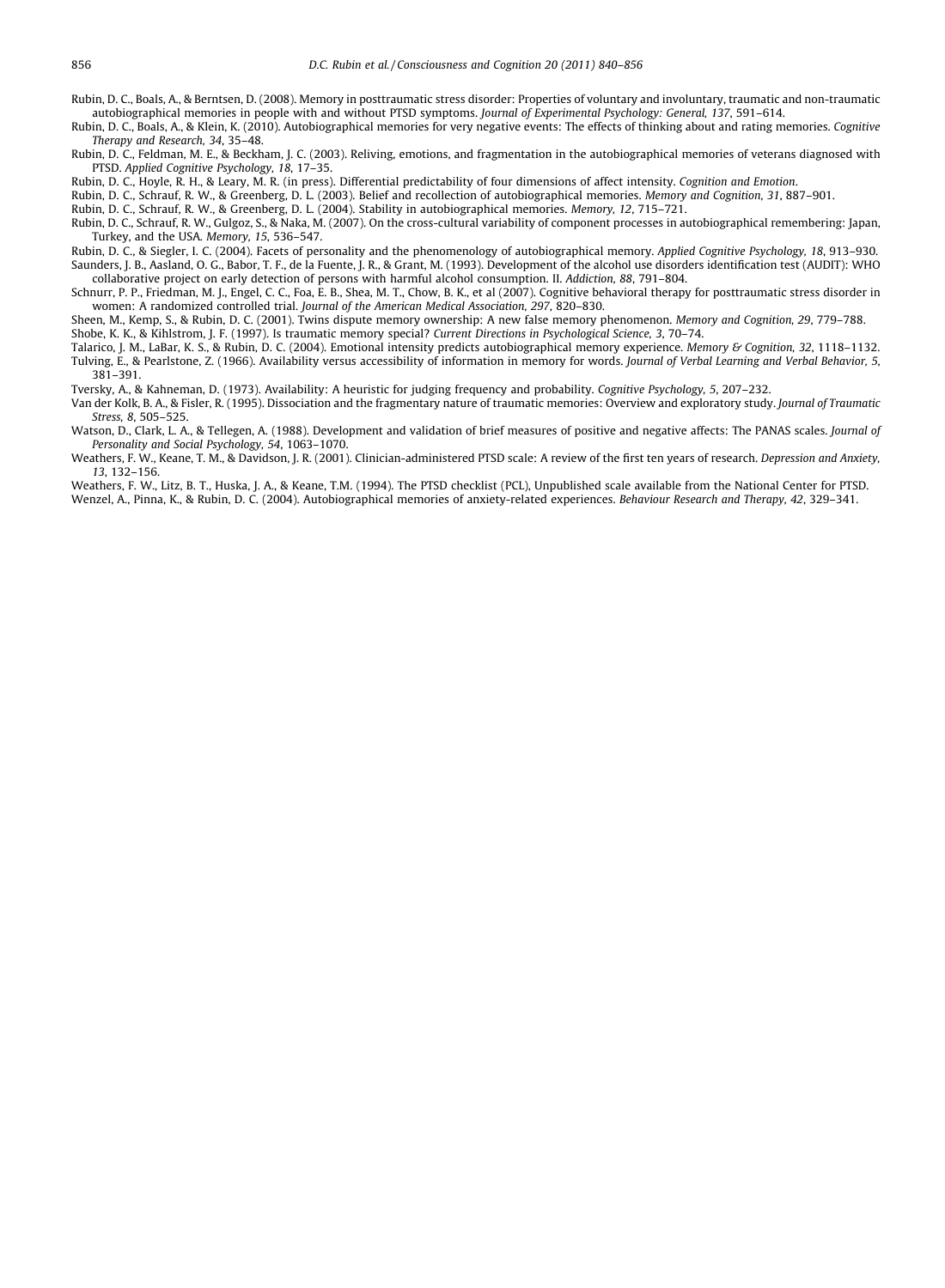Rubin, D. C., Boals, A., & Berntsen, D. (2008). Memory in posttraumatic stress disorder: Properties of voluntary and involuntary, traumatic and non-traumatic autobiographical memories in people with and without PTSD symptoms. *Journal of Experimental Psychology: General, 137*, 591–614.

Rubin, D. C., Boals, A., & Klein, K. (2010). Autobiographical memories for very negative events: The effects of thinking about and rating memories. *Cognitive Therapy and Research, 34*, 35–48.

Rubin, D. C., Feldman, M. E., & Beckham, J. C. (2003). Reliving, emotions, and fragmentation in the autobiographical memories of veterans diagnosed with PTSD. *Applied Cognitive Psychology, 18*, 17–35.

Rubin, D. C., Hoyle, R. H., & Leary, M. R. (in press). Differential predictability of four dimensions of affect intensity. *Cognition and Emotion*.

Rubin, D. C., Schrauf, R. W., & Greenberg, D. L. (2003). Belief and recollection of autobiographical memories. *Memory and Cognition, 31*, 887–901.

Rubin, D. C., Schrauf, R. W., & Greenberg, D. L. (2004). Stability in autobiographical memories. *Memory, 12*, 715–721.

Rubin, D. C., Schrauf, R. W., Gulgoz, S., & Naka, M. (2007). On the cross-cultural variability of component processes in autobiographical remembering: Japan, Turkey, and the USA. *Memory, 15*, 536–547.

Rubin, D. C., & Siegler, I. C. (2004). Facets of personality and the phenomenology of autobiographical memory. *Applied Cognitive Psychology, 18*, 913–930.

Saunders, J. B., Aasland, O. G., Babor, T. F., de la Fuente, J. R., & Grant, M. (1993). Development of the alcohol use disorders identification test (AUDIT): WHO collaborative project on early detection of persons with harmful alcohol consumption. II. *Addiction, 88*, 791–804.

Schnurr, P. P., Friedman, M. J., Engel, C. C., Foa, E. B., Shea, M. T., Chow, B. K., et al (2007). Cognitive behavioral therapy for posttraumatic stress disorder in women: A randomized controlled trial. *Journal of the American Medical Association, 297*, 820–830.

Sheen, M., Kemp, S., & Rubin, D. C. (2001). Twins dispute memory ownership: A new false memory phenomenon. *Memory and Cognition, 29*, 779–788.

Shobe, K. K., & Kihlstrom, J. F. (1997). Is traumatic memory special? *Current Directions in Psychological Science, 3*, 70–74.

Talarico, J. M., LaBar, K. S., & Rubin, D. C. (2004). Emotional intensity predicts autobiographical memory experience. *Memory & Cognition, 32*, 1118–1132.

Tulving, E., & Pearlstone, Z. (1966). Availability versus accessibility of information in memory for words. *Journal of Verbal Learning and Verbal Behavior, 5*, 381–391.

Tversky, A., & Kahneman, D. (1973). Availability: A heuristic for judging frequency and probability. *Cognitive Psychology, 5*, 207–232.

Van der Kolk, B. A., & Fisler, R. (1995). Dissociation and the fragmentary nature of traumatic memories: Overview and exploratory study. *Journal of Traumatic Stress, 8*, 505–525.

Watson, D., Clark, L. A., & Tellegen, A. (1988). Development and validation of brief measures of positive and negative affects: The PANAS scales. *Journal of Personality and Social Psychology, 54*, 1063–1070.

Weathers, F. W., Keane, T. M., & Davidson, J. R. (2001). Clinician-administered PTSD scale: A review of the first ten years of research. *Depression and Anxiety, 13*, 132–156.

Weathers, F. W., Litz, B. T., Huska, J. A., & Keane, T.M. (1994). The PTSD checklist (PCL), Unpublished scale available from the National Center for PTSD.

Wenzel, A., Pinna, K., & Rubin, D. C. (2004). Autobiographical memories of anxiety-related experiences. *Behaviour Research and Therapy, 42*, 329–341.